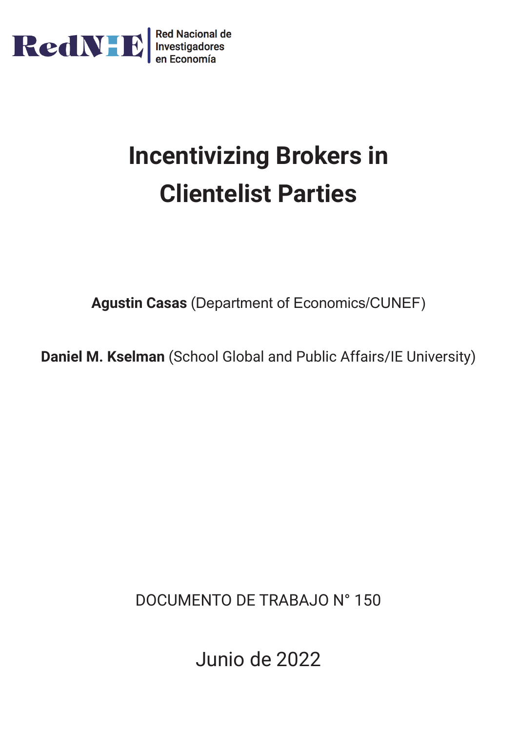RedNIE Red Nacional de Investigadores en Economía

# Incentivizing Brokers in Clientelist Parties

**Agustin Casas** (Department of Economics/CUNEF)

**Daniel M. Kselman** (School Global and Public Affairs/IE University)

DOCUMENTO DE TRABAJO N° 150

Junio de 2022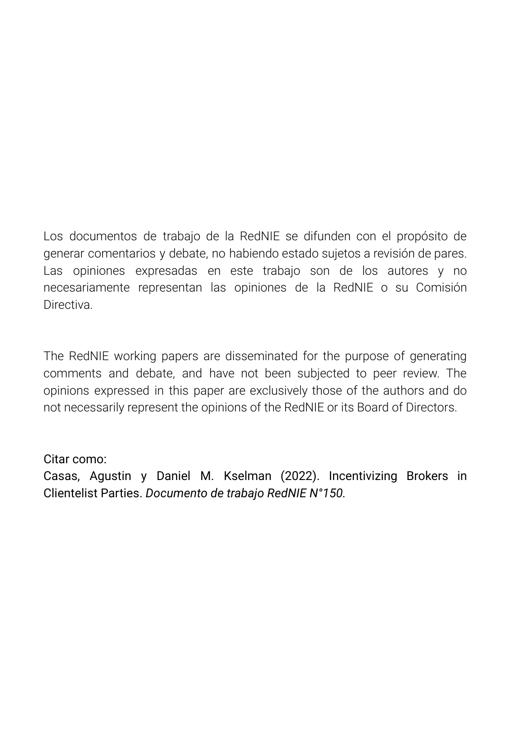Los documentos de trabajo de la RedNIE se difunden con el propósito de generar comentarios y debate, no habiendo estado sujetos a revisión de pares. Las opiniones expresadas en este trabajo son de los autores y no necesariamente representan las opiniones de la RedNIE o su Comisión Directiva.

The RedNIE working papers are disseminated for the purpose of generating comments and debate, and have not been subjected to peer review. The opinions expressed in this paper are exclusively those of the authors and do not necessarily represent the opinions of the RedNIE or its Board of Directors.

Citar como:
Casas, Agustin y Daniel M. Kselman (2022). Incentivizing Brokers in Clientelist Parties. *Documento de trabajo RedNIE N°150.*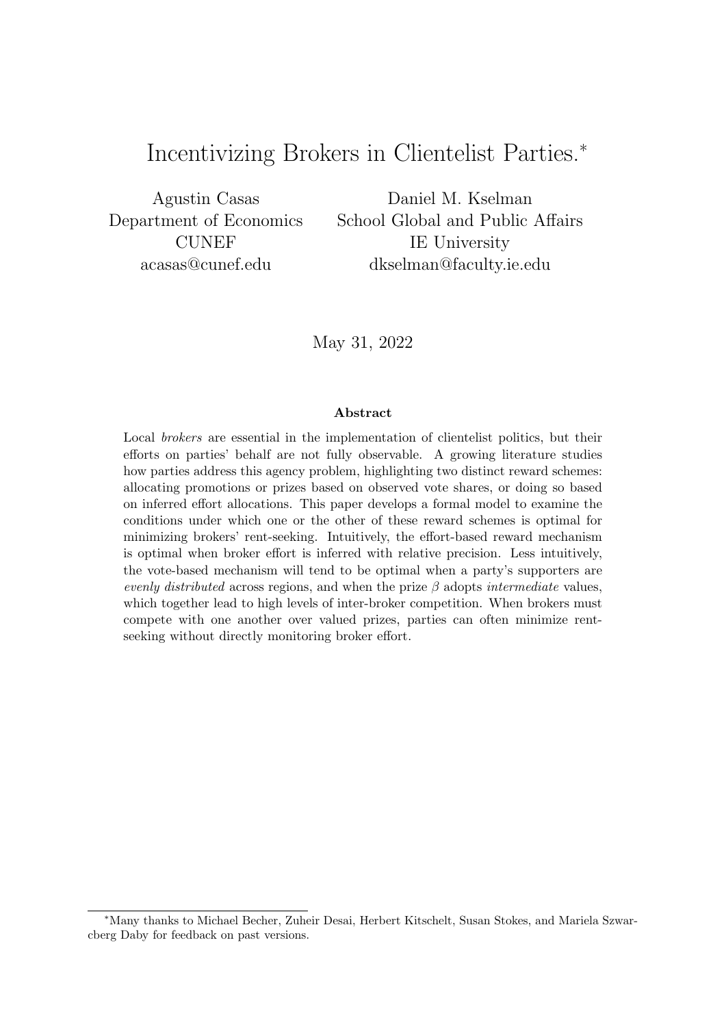# Incentivizing Brokers in Clientelist Parties.*

Agustin Casas
Department of Economics
CUNEF
acasas@cunef.edu

Daniel M. Kselman
School Global and Public Affairs
IE University
dkselman@faculty.ie.edu

May 31, 2022

## Abstract

Local *brokers* are essential in the implementation of clientelist politics, but their efforts on parties' behalf are not fully observable. A growing literature studies how parties address this agency problem, highlighting two distinct reward schemes: allocating promotions or prizes based on observed vote shares, or doing so based on inferred effort allocations. This paper develops a formal model to examine the conditions under which one or the other of these reward schemes is optimal for minimizing brokers' rent-seeking. Intuitively, the effort-based reward mechanism is optimal when broker effort is inferred with relative precision. Less intuitively, the vote-based mechanism will tend to be optimal when a party's supporters are *evenly distributed* across regions, and when the prize $\beta$ adopts *intermediate* values, which together lead to high levels of inter-broker competition. When brokers must compete with one another over valued prizes, parties can often minimize rent-seeking without directly monitoring broker effort.

*Many thanks to Michael Becher, Zuheir Desai, Herbert Kitschelt, Susan Stokes, and Mariela Szwarcberg Daby for feedback on past versions.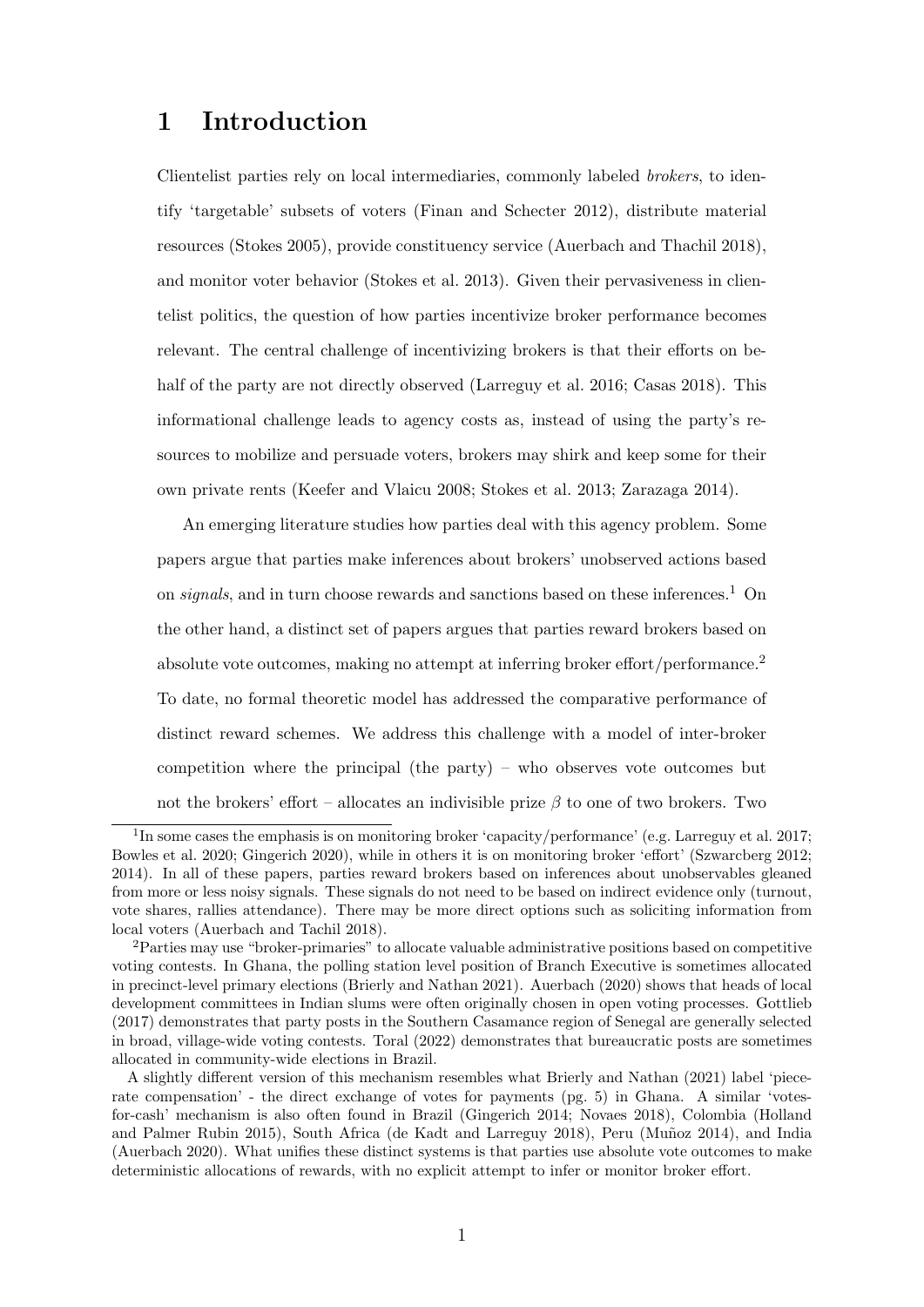# 1 Introduction

Clientelist parties rely on local intermediaries, commonly labeled *brokers*, to identify 'targetable' subsets of voters (Finan and Schecter 2012), distribute material resources (Stokes 2005), provide constituency service (Auerbach and Thachil 2018), and monitor voter behavior (Stokes et al. 2013). Given their pervasiveness in clientelist politics, the question of how parties incentivize broker performance becomes relevant. The central challenge of incentivizing brokers is that their efforts on behalf of the party are not directly observed (Larreguy et al. 2016; Casas 2018). This informational challenge leads to agency costs as, instead of using the party's resources to mobilize and persuade voters, brokers may shirk and keep some for their own private rents (Keefer and Vlaicu 2008; Stokes et al. 2013; Zarazaga 2014).

An emerging literature studies how parties deal with this agency problem. Some papers argue that parties make inferences about brokers' unobserved actions based on *signals*, and in turn choose rewards and sanctions based on these inferences.[1] On the other hand, a distinct set of papers argues that parties reward brokers based on absolute vote outcomes, making no attempt at inferring broker effort/performance.[2] To date, no formal theoretic model has addressed the comparative performance of distinct reward schemes. We address this challenge with a model of inter-broker competition where the principal (the party) – who observes vote outcomes but not the brokers' effort – allocates an indivisible prize $\beta$ to one of two brokers. Two

[1] In some cases the emphasis is on monitoring broker 'capacity/performance' (e.g. Larreguy et al. 2017; Bowles et al. 2020; Gingerich 2020), while in others it is on monitoring broker 'effort' (Szwarcberg 2012; 2014). In all of these papers, parties reward brokers based on inferences about unobservables gleaned from more or less noisy signals. These signals do not need to be based on indirect evidence only (turnout, vote shares, rallies attendance). There may be more direct options such as soliciting information from local voters (Auerbach and Tachil 2018).

[2] Parties may use "broker-primaries" to allocate valuable administrative positions based on competitive voting contests. In Ghana, the polling station level position of Branch Executive is sometimes allocated in precinct-level primary elections (Brierly and Nathan 2021). Auerbach (2020) shows that heads of local development committees in Indian slums were often originally chosen in open voting processes. Gottlieb (2017) demonstrates that party posts in the Southern Casamance region of Senegal are generally selected in broad, village-wide voting contests. Toral (2022) demonstrates that bureaucratic posts are sometimes allocated in community-wide elections in Brazil.

A slightly different version of this mechanism resembles what Brierly and Nathan (2021) label 'piece-rate compensation' - the direct exchange of votes for payments (pg. 5) in Ghana. A similar 'votes-for-cash' mechanism is also often found in Brazil (Gingerich 2014; Novaes 2018), Colombia (Holland and Palmer Rubin 2015), South Africa (de Kadt and Larreguy 2018), Peru (Muñoz 2014), and India (Auerbach 2020). What unifies these distinct systems is that parties use absolute vote outcomes to make deterministic allocations of rewards, with no explicit attempt to infer or monitor broker effort.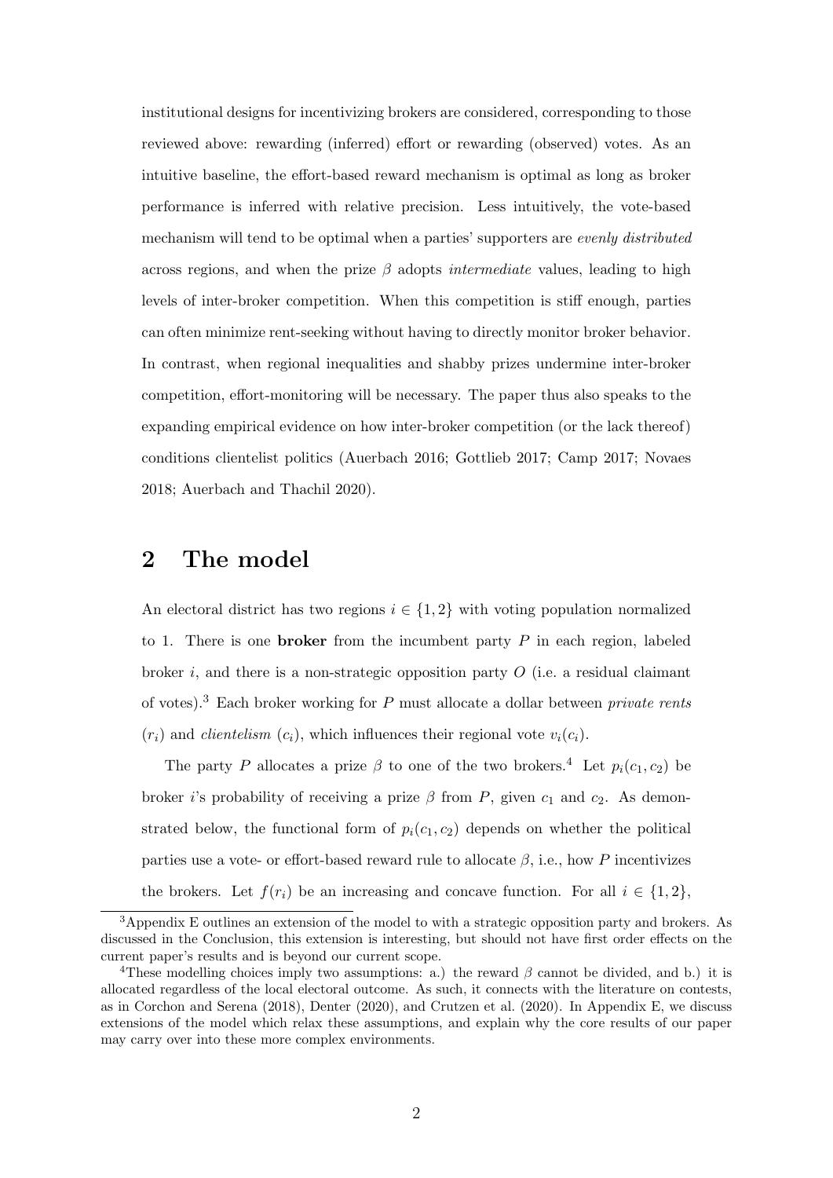institutional designs for incentivizing brokers are considered, corresponding to those reviewed above: rewarding (inferred) effort or rewarding (observed) votes. As an intuitive baseline, the effort-based reward mechanism is optimal as long as broker performance is inferred with relative precision. Less intuitively, the vote-based mechanism will tend to be optimal when a parties' supporters are *evenly distributed* across regions, and when the prize $\beta$ adopts *intermediate* values, leading to high levels of inter-broker competition. When this competition is stiff enough, parties can often minimize rent-seeking without having to directly monitor broker behavior. In contrast, when regional inequalities and shabby prizes undermine inter-broker competition, effort-monitoring will be necessary. The paper thus also speaks to the expanding empirical evidence on how inter-broker competition (or the lack thereof) conditions clientelist politics (Auerbach 2016; Gottlieb 2017; Camp 2017; Novaes 2018; Auerbach and Thachil 2020).

## 2 The model

An electoral district has two regions $i \in \{1, 2\}$ with voting population normalized to 1. There is one **broker** from the incumbent party $P$ in each region, labeled broker $i$, and there is a non-strategic opposition party $O$ (i.e. a residual claimant of votes).[3] Each broker working for $P$ must allocate a dollar between *private rents* ($r_i$) and *clientelism* ($c_i$), which influences their regional vote $v_i(c_i)$.

The party $P$ allocates a prize $\beta$ to one of the two brokers.[4] Let $p_i(c_1, c_2)$ be broker $i$'s probability of receiving a prize $\beta$ from $P$, given $c_1$ and $c_2$. As demonstrated below, the functional form of $p_i(c_1, c_2)$ depends on whether the political parties use a vote- or effort-based reward rule to allocate $\beta$, i.e., how $P$ incentivizes the brokers. Let $f(r_i)$ be an increasing and concave function. For all $i \in \{1, 2\}$,

[3] Appendix E outlines an extension of the model to with a strategic opposition party and brokers. As discussed in the Conclusion, this extension is interesting, but should not have first order effects on the current paper's results and is beyond our current scope.

[4] These modelling choices imply two assumptions: a.) the reward $\beta$ cannot be divided, and b.) it is allocated regardless of the local electoral outcome. As such, it connects with the literature on contests, as in Corchon and Serena (2018), Denter (2020), and Crutzen et al. (2020). In Appendix E, we discuss extensions of the model which relax these assumptions, and explain why the core results of our paper may carry over into these more complex environments.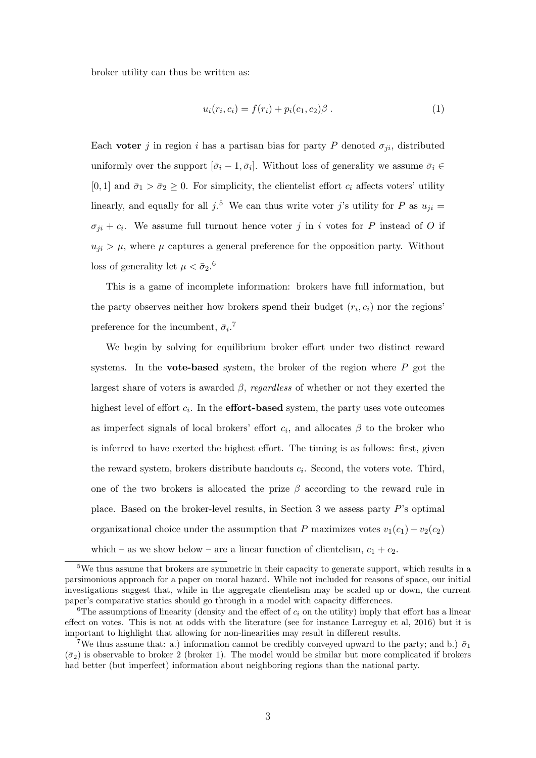broker utility can thus be written as:

$$u_i(r_i, c_i) = f(r_i) + p_i(c_1, c_2)\beta \ . \tag{1}$$

Each **voter** $j$ in region $i$ has a partisan bias for party $P$ denoted $\sigma_{ji}$, distributed uniformly over the support $[\bar{\sigma}_i - 1, \bar{\sigma}_i]$. Without loss of generality we assume $\bar{\sigma}_i \in [0, 1]$ and $\bar{\sigma}_1 > \bar{\sigma}_2 \geq 0$. For simplicity, the clientelist effort $c_i$ affects voters' utility linearly, and equally for all $j$.[5] We can thus write voter $j$'s utility for $P$ as $u_{ji} = \sigma_{ji} + c_i$. We assume full turnout hence voter $j$ in $i$ votes for $P$ instead of $O$ if $u_{ji} > \mu$, where $\mu$ captures a general preference for the opposition party. Without loss of generality let $\mu < \bar{\sigma}_2$.[6]

This is a game of incomplete information: brokers have full information, but the party observes neither how brokers spend their budget $(r_i, c_i)$ nor the regions' preference for the incumbent, $\bar{\sigma}_i$.[7]

We begin by solving for equilibrium broker effort under two distinct reward systems. In the **vote-based** system, the broker of the region where $P$ got the largest share of voters is awarded $\beta$, *regardless* of whether or not they exerted the highest level of effort $c_i$. In the **effort-based** system, the party uses vote outcomes as imperfect signals of local brokers' effort $c_i$, and allocates $\beta$ to the broker who is inferred to have exerted the highest effort. The timing is as follows: first, given the reward system, brokers distribute handouts $c_i$. Second, the voters vote. Third, one of the two brokers is allocated the prize $\beta$ according to the reward rule in place. Based on the broker-level results, in Section 3 we assess party $P$'s optimal organizational choice under the assumption that $P$ maximizes votes $v_1(c_1) + v_2(c_2)$ which – as we show below – are a linear function of clientelism, $c_1 + c_2$.

---

[5] We thus assume that brokers are symmetric in their capacity to generate support, which results in a parsimonious approach for a paper on moral hazard. While not included for reasons of space, our initial investigations suggest that, while in the aggregate clientelism may be scaled up or down, the current paper's comparative statics should go through in a model with capacity differences.

[6] The assumptions of linearity (density and the effect of $c_i$ on the utility) imply that effort has a linear effect on votes. This is not at odds with the literature (see for instance Larreguy et al, 2016) but it is important to highlight that allowing for non-linearities may result in different results.

[7] We thus assume that: a.) information cannot be credibly conveyed upward to the party; and b.) $\bar{\sigma}_1$ ($\bar{\sigma}_2$) is observable to broker 2 (broker 1). The model would be similar but more complicated if brokers had better (but imperfect) information about neighboring regions than the national party.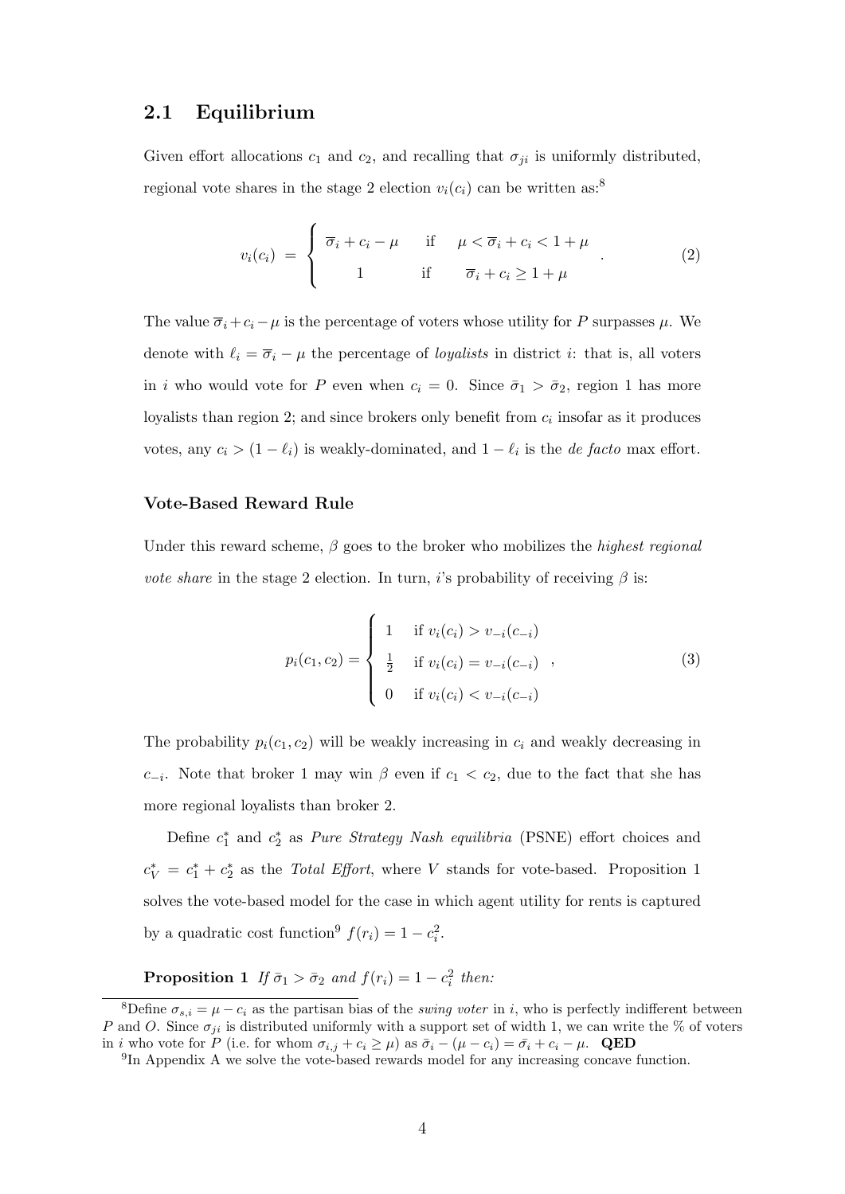## 2.1 Equilibrium

Given effort allocations $c_1$ and $c_2$, and recalling that $\sigma_{ji}$ is uniformly distributed, regional vote shares in the stage 2 election $v_i(c_i)$ can be written as:[8]

$$
v_i(c_i) \;=\; \begin{cases} \overline{\sigma}_i + c_i - \mu & \text{if} \quad \mu < \overline{\sigma}_i + c_i < 1 + \mu \\ 1 & \text{if} \quad \overline{\sigma}_i + c_i \geq 1 + \mu \end{cases} . \tag{2}
$$

The value $\overline{\sigma}_i + c_i - \mu$ is the percentage of voters whose utility for $P$ surpasses $\mu$. We denote with $\ell_i = \overline{\sigma}_i - \mu$ the percentage of *loyalists* in district $i$: that is, all voters in $i$ who would vote for $P$ even when $c_i = 0$. Since $\bar{\sigma}_1 > \bar{\sigma}_2$, region 1 has more loyalists than region 2; and since brokers only benefit from $c_i$ insofar as it produces votes, any $c_i > (1 - \ell_i)$ is weakly-dominated, and $1 - \ell_i$ is the *de facto* max effort.

### Vote-Based Reward Rule

Under this reward scheme, $\beta$ goes to the broker who mobilizes the *highest regional vote share* in the stage 2 election. In turn, $i$'s probability of receiving $\beta$ is:

$$
p_i(c_1, c_2) = \begin{cases} 1 & \text{if } v_i(c_i) > v_{-i}(c_{-i}) \\ \frac{1}{2} & \text{if } v_i(c_i) = v_{-i}(c_{-i}) \\ 0 & \text{if } v_i(c_i) < v_{-i}(c_{-i}) \end{cases} , \tag{3}
$$

The probability $p_i(c_1, c_2)$ will be weakly increasing in $c_i$ and weakly decreasing in $c_{-i}$. Note that broker 1 may win $\beta$ even if $c_1 < c_2$, due to the fact that she has more regional loyalists than broker 2.

Define $c_1^*$ and $c_2^*$ as *Pure Strategy Nash equilibria* (PSNE) effort choices and $c_V^* = c_1^* + c_2^*$ as the *Total Effort*, where $V$ stands for vote-based. Proposition 1 solves the vote-based model for the case in which agent utility for rents is captured by a quadratic cost function[9] $f(r_i) = 1 - c_i^2$.

**Proposition 1** *If $\bar{\sigma}_1 > \bar{\sigma}_2$ and $f(r_i) = 1 - c_i^2$ then:*

---

[8] Define $\sigma_{s,i} = \mu - c_i$ as the partisan bias of the *swing voter* in $i$, who is perfectly indifferent between $P$ and $O$. Since $\sigma_{ji}$ is distributed uniformly with a support set of width 1, we can write the % of voters in $i$ who vote for $P$ (i.e. for whom $\sigma_{i,j} + c_i \geq \mu$) as $\bar{\sigma}_i - (\mu - c_i) = \bar{\sigma_i} + c_i - \mu$. **QED**

[9] In Appendix A we solve the vote-based rewards model for any increasing concave function.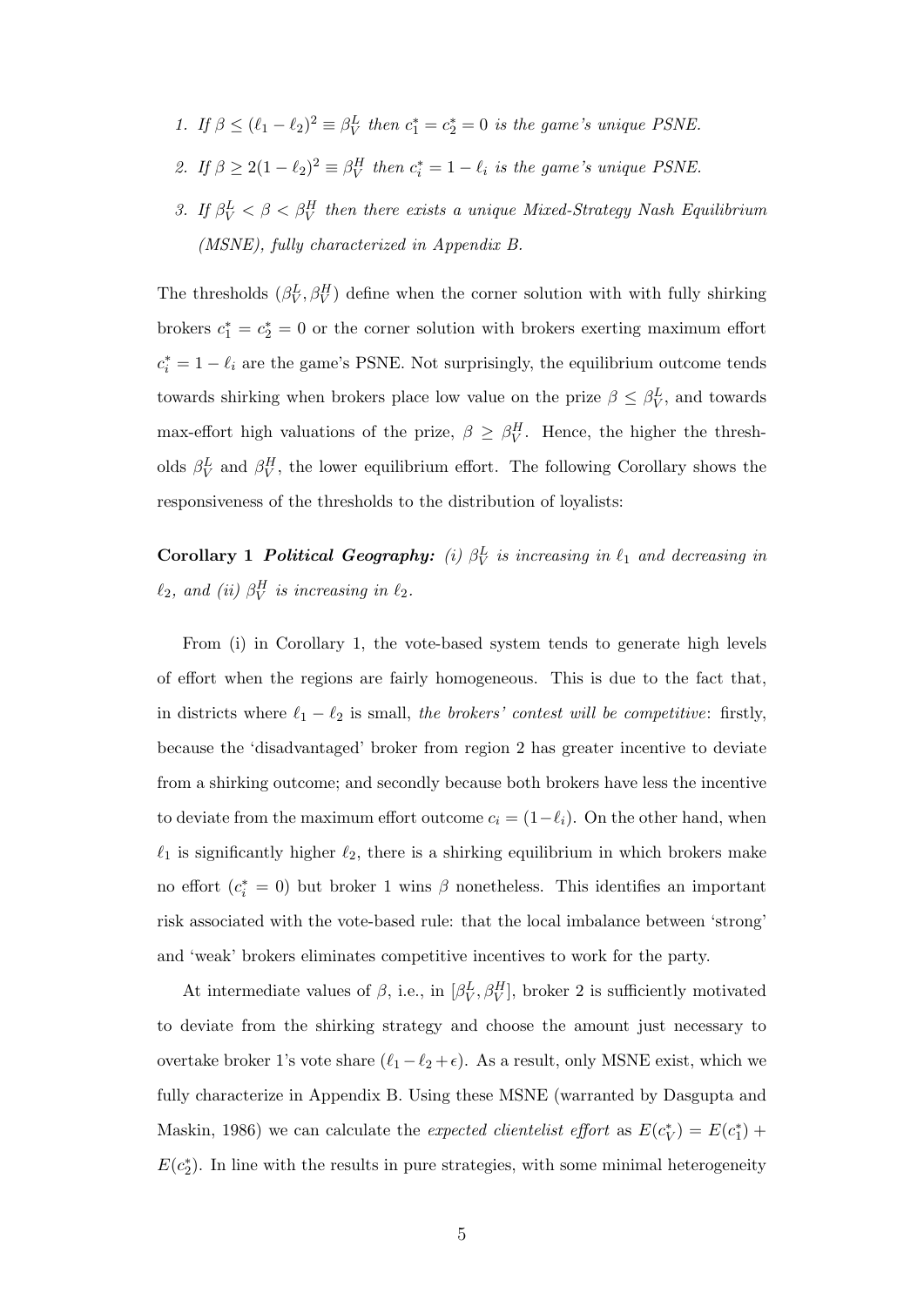1. *If* $\beta \leq (\ell_1 - \ell_2)^2 \equiv \beta_V^L$ *then* $c_1^* = c_2^* = 0$ *is the game's unique PSNE.*
2. *If* $\beta \geq 2(1 - \ell_2)^2 \equiv \beta_V^H$ *then* $c_i^* = 1 - \ell_i$ *is the game's unique PSNE.*
3. *If* $\beta_V^L < \beta < \beta_V^H$ *then there exists a unique Mixed-Strategy Nash Equilibrium (MSNE), fully characterized in Appendix B.*

The thresholds $(\beta_V^L, \beta_V^H)$ define when the corner solution with with fully shirking brokers $c_1^* = c_2^* = 0$ or the corner solution with brokers exerting maximum effort $c_i^* = 1 - \ell_i$ are the game's PSNE. Not surprisingly, the equilibrium outcome tends towards shirking when brokers place low value on the prize $\beta \leq \beta_V^L$, and towards max-effort high valuations of the prize, $\beta \geq \beta_V^H$. Hence, the higher the thresholds $\beta_V^L$ and $\beta_V^H$, the lower equilibrium effort. The following Corollary shows the responsiveness of the thresholds to the distribution of loyalists:

**Corollary 1** ***Political Geography:*** *(i)* $\beta_V^L$ *is increasing in* $\ell_1$ *and decreasing in* $\ell_2$*, and (ii)* $\beta_V^H$ *is increasing in* $\ell_2$*.*

From (i) in Corollary 1, the vote-based system tends to generate high levels of effort when the regions are fairly homogeneous. This is due to the fact that, in districts where $\ell_1 - \ell_2$ is small, *the brokers' contest will be competitive*: firstly, because the 'disadvantaged' broker from region 2 has greater incentive to deviate from a shirking outcome; and secondly because both brokers have less the incentive to deviate from the maximum effort outcome $c_i = (1 - \ell_i)$. On the other hand, when $\ell_1$ is significantly higher $\ell_2$, there is a shirking equilibrium in which brokers make no effort ($c_i^* = 0$) but broker 1 wins $\beta$ nonetheless. This identifies an important risk associated with the vote-based rule: that the local imbalance between 'strong' and 'weak' brokers eliminates competitive incentives to work for the party.

At intermediate values of $\beta$, i.e., in $[\beta_V^L, \beta_V^H]$, broker 2 is sufficiently motivated to deviate from the shirking strategy and choose the amount just necessary to overtake broker 1's vote share $(\ell_1 - \ell_2 + \epsilon)$. As a result, only MSNE exist, which we fully characterize in Appendix B. Using these MSNE (warranted by Dasgupta and Maskin, 1986) we can calculate the *expected clientelist effort* as $E(c_V^*) = E(c_1^*) + E(c_2^*)$. In line with the results in pure strategies, with some minimal heterogeneity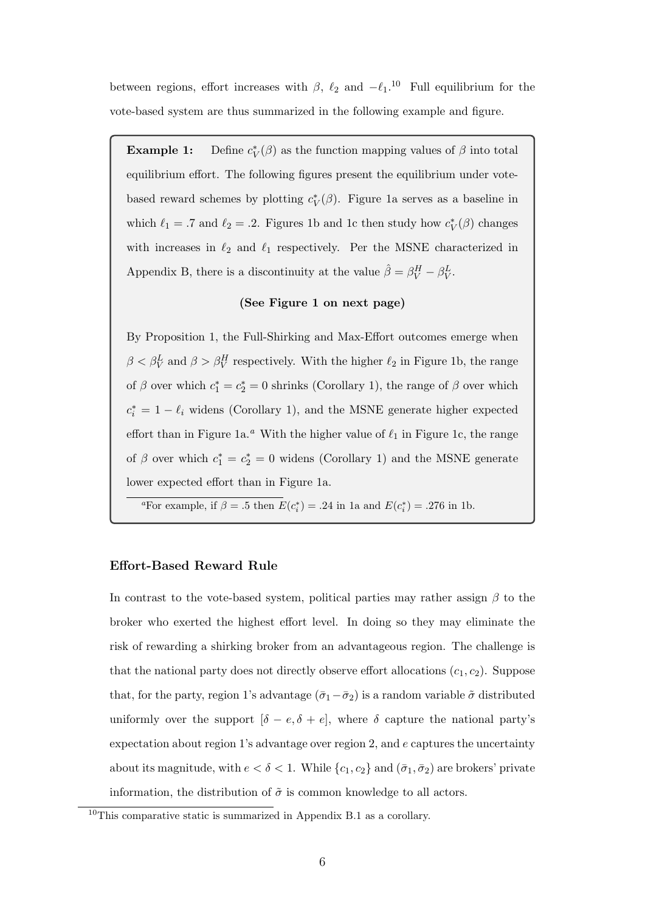between regions, effort increases with $\beta$, $\ell_2$ and $-\ell_1$.[10] Full equilibrium for the vote-based system are thus summarized in the following example and figure.

> **Example 1:** Define $c_V^*(\beta)$ as the function mapping values of $\beta$ into total equilibrium effort. The following figures present the equilibrium under vote-based reward schemes by plotting $c_V^*(\beta)$. Figure 1a serves as a baseline in which $\ell_1 = .7$ and $\ell_2 = .2$. Figures 1b and 1c then study how $c_V^*(\beta)$ changes with increases in $\ell_2$ and $\ell_1$ respectively. Per the MSNE characterized in Appendix B, there is a discontinuity at the value $\hat{\beta} = \beta_V^H - \beta_V^L$.
>
> **(See Figure 1 on next page)**
>
> By Proposition 1, the Full-Shirking and Max-Effort outcomes emerge when $\beta < \beta_V^L$ and $\beta > \beta_V^H$ respectively. With the higher $\ell_2$ in Figure 1b, the range of $\beta$ over which $c_1^* = c_2^* = 0$ shrinks (Corollary 1), the range of $\beta$ over which $c_i^* = 1 - \ell_i$ widens (Corollary 1), and the MSNE generate higher expected effort than in Figure 1a.[a] With the higher value of $\ell_1$ in Figure 1c, the range of $\beta$ over which $c_1^* = c_2^* = 0$ widens (Corollary 1) and the MSNE generate lower expected effort than in Figure 1a.
>
> [a] For example, if $\beta = .5$ then $E(c_i^*) = .24$ in 1a and $E(c_i^*) = .276$ in 1b.

### Effort-Based Reward Rule

In contrast to the vote-based system, political parties may rather assign $\beta$ to the broker who exerted the highest effort level. In doing so they may eliminate the risk of rewarding a shirking broker from an advantageous region. The challenge is that the national party does not directly observe effort allocations $(c_1, c_2)$. Suppose that, for the party, region 1's advantage $(\bar{\sigma}_1 - \bar{\sigma}_2)$ is a random variable $\tilde{\sigma}$ distributed uniformly over the support $[\delta - e, \delta + e]$, where $\delta$ capture the national party's expectation about region 1's advantage over region 2, and $e$ captures the uncertainty about its magnitude, with $e < \delta < 1$. While $\{c_1, c_2\}$ and $(\bar{\sigma}_1, \bar{\sigma}_2)$ are brokers' private information, the distribution of $\tilde{\sigma}$ is common knowledge to all actors.

[10] This comparative static is summarized in Appendix B.1 as a corollary.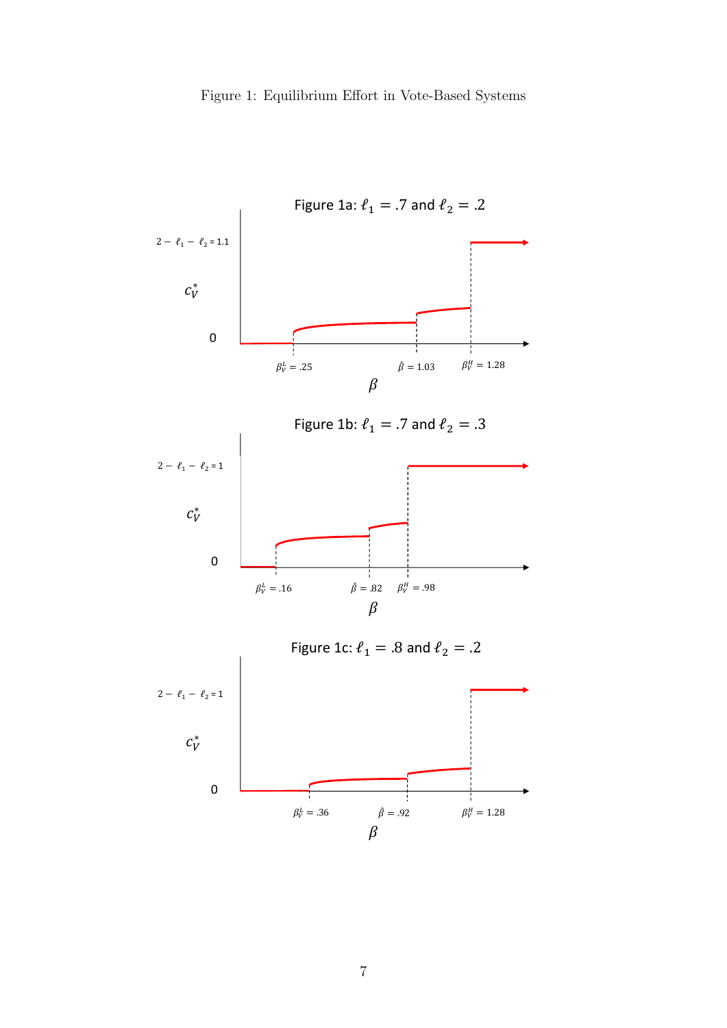Figure 1: Equilibrium Effort in Vote-Based Systems

Figure 1a: $\ell_1 = .7$ and $\ell_2 = .2$

$2 - \ell_1 - \ell_2 = 1.1$

$c_V^*$

0

$\beta_V^L = .25$ $\hat{\beta} = 1.03$ $\beta_V^H = 1.28$

$\beta$

Figure 1b: $\ell_1 = .7$ and $\ell_2 = .3$

$2 - \ell_1 - \ell_2 = 1$

$c_V^*$

0

$\beta_V^L = .16$ $\hat{\beta} = .82$ $\beta_V^H = .98$

$\beta$

Figure 1c: $\ell_1 = .8$ and $\ell_2 = .2$

$2 - \ell_1 - \ell_2 = 1$

$c_V^*$

0

$\beta_V^L = .36$ $\hat{\beta} = .92$ $\beta_V^H = 1.28$

$\beta$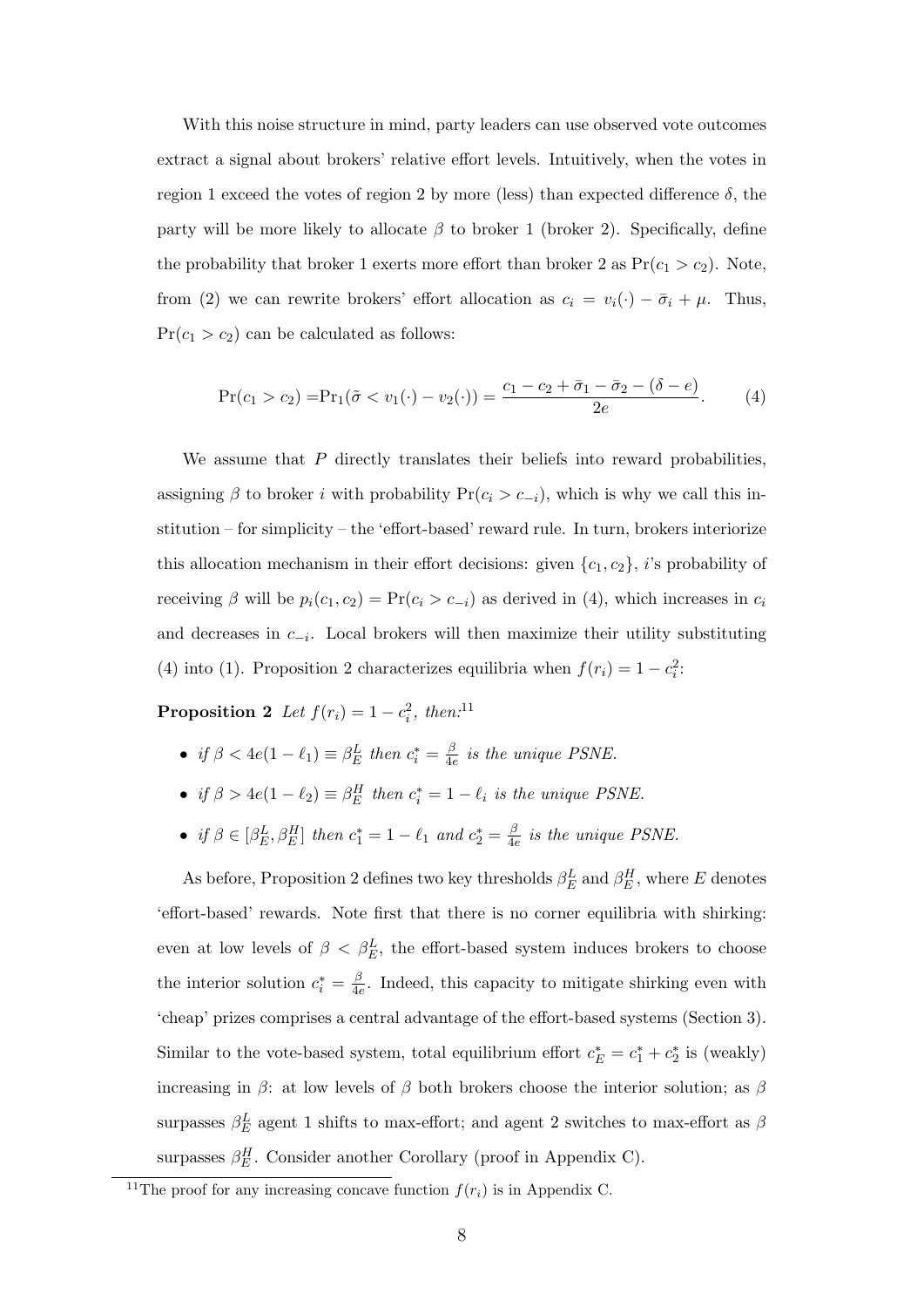With this noise structure in mind, party leaders can use observed vote outcomes extract a signal about brokers' relative effort levels. Intuitively, when the votes in region 1 exceed the votes of region 2 by more (less) than expected difference $\delta$, the party will be more likely to allocate $\beta$ to broker 1 (broker 2). Specifically, define the probability that broker 1 exerts more effort than broker 2 as $\Pr(c_1 > c_2)$. Note, from (2) we can rewrite brokers' effort allocation as $c_i = v_i(\cdot) - \bar{\sigma}_i + \mu$. Thus, $\Pr(c_1 > c_2)$ can be calculated as follows:

$$\Pr(c_1 > c_2) = \Pr_1(\tilde{\sigma} < v_1(\cdot) - v_2(\cdot)) = \frac{c_1 - c_2 + \bar{\sigma}_1 - \bar{\sigma}_2 - (\delta - e)}{2e}. \quad (4)$$

We assume that $P$ directly translates their beliefs into reward probabilities, assigning $\beta$ to broker $i$ with probability $\Pr(c_i > c_{-i})$, which is why we call this institution – for simplicity – the 'effort-based' reward rule. In turn, brokers interiorize this allocation mechanism in their effort decisions: given $\{c_1, c_2\}$, $i$'s probability of receiving $\beta$ will be $p_i(c_1, c_2) = \Pr(c_i > c_{-i})$ as derived in (4), which increases in $c_i$ and decreases in $c_{-i}$. Local brokers will then maximize their utility substituting (4) into (1). Proposition 2 characterizes equilibria when $f(r_i) = 1 - c_i^2$:

**Proposition 2** *Let $f(r_i) = 1 - c_i^2$, then:*[11]

- *if $\beta < 4e(1 - \ell_1) \equiv \beta_E^L$ then $c_i^* = \frac{\beta}{4e}$ is the unique PSNE.*
- *if $\beta > 4e(1 - \ell_2) \equiv \beta_E^H$ then $c_i^* = 1 - \ell_i$ is the unique PSNE.*
- *if $\beta \in [\beta_E^L, \beta_E^H]$ then $c_1^* = 1 - \ell_1$ and $c_2^* = \frac{\beta}{4e}$ is the unique PSNE.*

As before, Proposition 2 defines two key thresholds $\beta_E^L$ and $\beta_E^H$, where $E$ denotes 'effort-based' rewards. Note first that there is no corner equilibria with shirking: even at low levels of $\beta < \beta_E^L$, the effort-based system induces brokers to choose the interior solution $c_i^* = \frac{\beta}{4e}$. Indeed, this capacity to mitigate shirking even with 'cheap' prizes comprises a central advantage of the effort-based systems (Section 3). Similar to the vote-based system, total equilibrium effort $c_E^* = c_1^* + c_2^*$ is (weakly) increasing in $\beta$: at low levels of $\beta$ both brokers choose the interior solution; as $\beta$ surpasses $\beta_E^L$ agent 1 shifts to max-effort; and agent 2 switches to max-effort as $\beta$ surpasses $\beta_E^H$. Consider another Corollary (proof in Appendix C).

[11]The proof for any increasing concave function $f(r_i)$ is in Appendix C.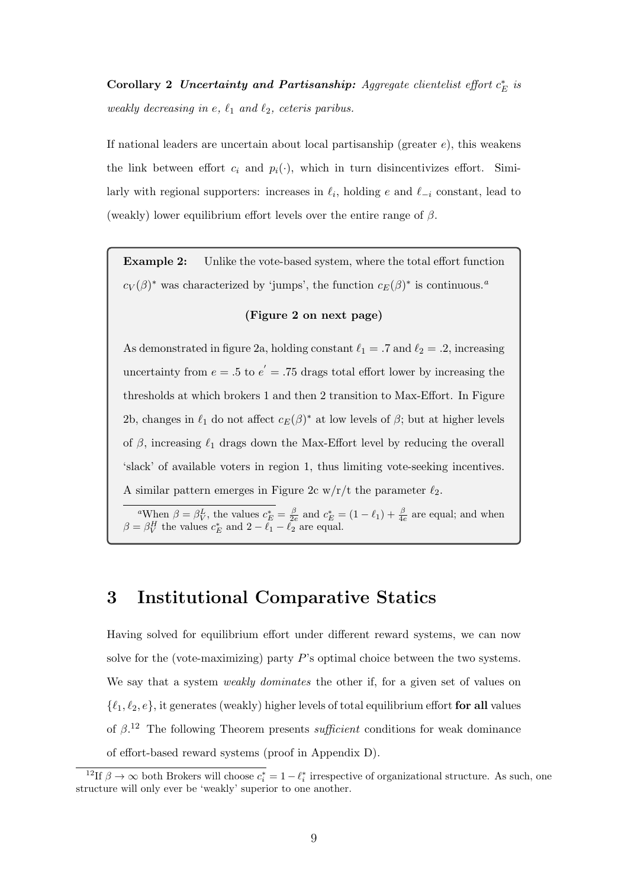**Corollary 2** ***Uncertainty and Partisanship:*** *Aggregate clientelist effort $c_E^*$ is weakly decreasing in $e$, $\ell_1$ and $\ell_2$, ceteris paribus.*

If national leaders are uncertain about local partisanship (greater $e$), this weakens the link between effort $c_i$ and $p_i(\cdot)$, which in turn disincentivizes effort. Similarly with regional supporters: increases in $\ell_i$, holding $e$ and $\ell_{-i}$ constant, lead to (weakly) lower equilibrium effort levels over the entire range of $\beta$.

> **Example 2:** Unlike the vote-based system, where the total effort function $c_V(\beta)^*$ was characterized by 'jumps', the function $c_E(\beta)^*$ is continuous.[a]
>
> **(Figure 2 on next page)**
>
> As demonstrated in figure 2a, holding constant $\ell_1 = .7$ and $\ell_2 = .2$, increasing uncertainty from $e = .5$ to $e' = .75$ drags total effort lower by increasing the thresholds at which brokers 1 and then 2 transition to Max-Effort. In Figure 2b, changes in $\ell_1$ do not affect $c_E(\beta)^*$ at low levels of $\beta$; but at higher levels of $\beta$, increasing $\ell_1$ drags down the Max-Effort level by reducing the overall 'slack' of available voters in region 1, thus limiting vote-seeking incentives. A similar pattern emerges in Figure 2c w/r/t the parameter $\ell_2$.
>
> [a]When $\beta = \beta_V^L$, the values $c_E^* = \frac{\beta}{2e}$ and $c_E^* = (1 - \ell_1) + \frac{\beta}{4e}$ are equal; and when $\beta = \beta_V^H$ the values $c_E^*$ and $2 - \ell_1 - \ell_2$ are equal.

# 3 Institutional Comparative Statics

Having solved for equilibrium effort under different reward systems, we can now solve for the (vote-maximizing) party $P$'s optimal choice between the two systems. We say that a system *weakly dominates* the other if, for a given set of values on $\{\ell_1, \ell_2, e\}$, it generates (weakly) higher levels of total equilibrium effort **for all** values of $\beta$.[12] The following Theorem presents *sufficient* conditions for weak dominance of effort-based reward systems (proof in Appendix D).

[12]If $\beta \to \infty$ both Brokers will choose $c_i^* = 1 - \ell_i^*$ irrespective of organizational structure. As such, one structure will only ever be 'weakly' superior to one another.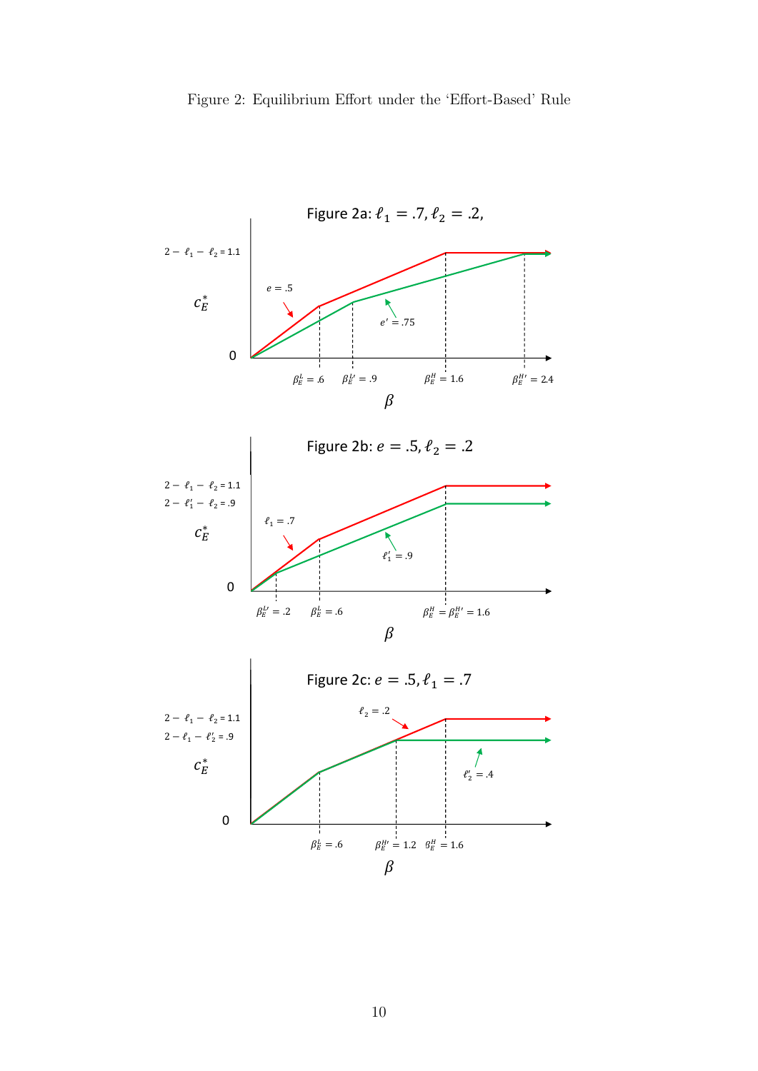Figure 2: Equilibrium Effort under the 'Effort-Based' Rule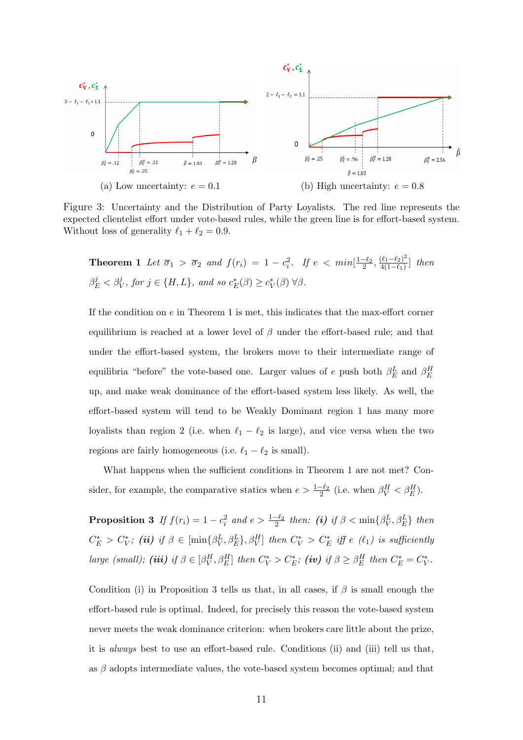(a) Low uncertainty: $e = 0.1$

(b) High uncertainty: $e = 0.8$

Figure 3: Uncertainty and the Distribution of Party Loyalists. The red line represents the expected clientelist effort under vote-based rules, while the green line is for effort-based system. Without loss of generality $\ell_1 + \ell_2 = 0.9$.

**Theorem 1** *Let $\overline{\sigma}_1 > \overline{\sigma}_2$ and $f(r_i) = 1 - c_i^2$. If $e < min[\frac{1-\ell_2}{2}, \frac{(\ell_1-\ell_2)^2}{4(1-\ell_1)}]$ then $\beta_E^j < \beta_V^j$, for $j \in \{H, L\}$, and so $c_E^*(\beta) \geq c_V^*(\beta)\ \forall \beta$.*

If the condition on $e$ in Theorem 1 is met, this indicates that the max-effort corner equilibrium is reached at a lower level of $\beta$ under the effort-based rule; and that under the effort-based system, the brokers move to their intermediate range of equilibria "before" the vote-based one. Larger values of $e$ push both $\beta_E^L$ and $\beta_E^H$ up, and make weak dominance of the effort-based system less likely. As well, the effort-based system will tend to be Weakly Dominant region 1 has many more loyalists than region 2 (i.e. when $\ell_1 - \ell_2$ is large), and vice versa when the two regions are fairly homogeneous (i.e. $\ell_1 - \ell_2$ is small).

What happens when the sufficient conditions in Theorem 1 are not met? Consider, for example, the comparative statics when $e > \frac{1-\ell_2}{2}$ (i.e. when $\beta_V^H < \beta_E^H$).

**Proposition 3** *If $f(r_i) = 1 - c_i^2$ and $e > \frac{1-\ell_2}{2}$ then: **(i)** if $\beta < \min\{\beta_V^L, \beta_E^L\}$ then $C_E^* > C_V^*$; **(ii)** if $\beta \in [\min\{\beta_V^L, \beta_E^L\}, \beta_V^H]$ then $C_V^* > C_E^*$ iff $e$ ($\ell_1$) is sufficiently large (small); **(iii)** if $\beta \in [\beta_V^H, \beta_E^H]$ then $C_V^* > C_E^*$; **(iv)** if $\beta \geq \beta_E^H$ then $C_E^* = C_V^*$.*

Condition (i) in Proposition 3 tells us that, in all cases, if $\beta$ is small enough the effort-based rule is optimal. Indeed, for precisely this reason the vote-based system never meets the weak dominance criterion: when brokers care little about the prize, it is *always* best to use an effort-based rule. Conditions (ii) and (iii) tell us that, as $\beta$ adopts intermediate values, the vote-based system becomes optimal; and that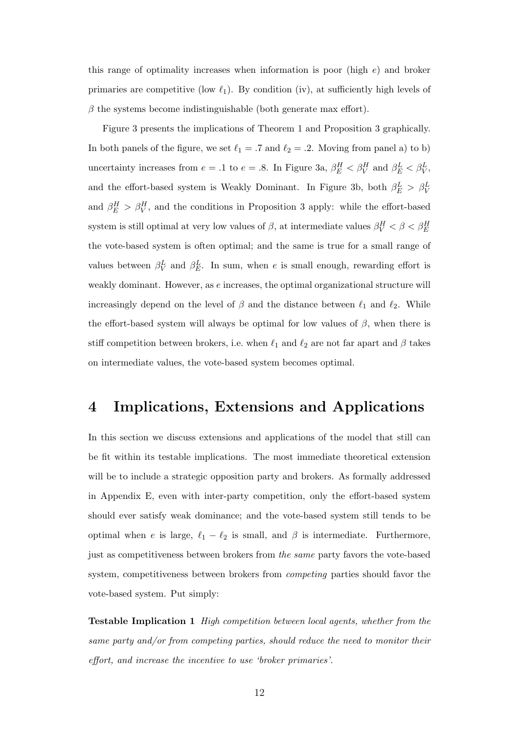this range of optimality increases when information is poor (high $e$) and broker primaries are competitive (low $\ell_1$). By condition (iv), at sufficiently high levels of $\beta$ the systems become indistinguishable (both generate max effort).

Figure 3 presents the implications of Theorem 1 and Proposition 3 graphically. In both panels of the figure, we set $\ell_1 = .7$ and $\ell_2 = .2$. Moving from panel a) to b) uncertainty increases from $e = .1$ to $e = .8$. In Figure 3a, $\beta_E^H < \beta_V^H$ and $\beta_E^L < \beta_V^L$, and the effort-based system is Weakly Dominant. In Figure 3b, both $\beta_E^L > \beta_V^L$ and $\beta_E^H > \beta_V^H$, and the conditions in Proposition 3 apply: while the effort-based system is still optimal at very low values of $\beta$, at intermediate values $\beta_V^H < \beta < \beta_E^H$ the vote-based system is often optimal; and the same is true for a small range of values between $\beta_V^L$ and $\beta_E^L$. In sum, when $e$ is small enough, rewarding effort is weakly dominant. However, as $e$ increases, the optimal organizational structure will increasingly depend on the level of $\beta$ and the distance between $\ell_1$ and $\ell_2$. While the effort-based system will always be optimal for low values of $\beta$, when there is stiff competition between brokers, i.e. when $\ell_1$ and $\ell_2$ are not far apart and $\beta$ takes on intermediate values, the vote-based system becomes optimal.

# 4 Implications, Extensions and Applications

In this section we discuss extensions and applications of the model that still can be fit within its testable implications. The most immediate theoretical extension will be to include a strategic opposition party and brokers. As formally addressed in Appendix E, even with inter-party competition, only the effort-based system should ever satisfy weak dominance; and the vote-based system still tends to be optimal when $e$ is large, $\ell_1 - \ell_2$ is small, and $\beta$ is intermediate. Furthermore, just as competitiveness between brokers from *the same* party favors the vote-based system, competitiveness between brokers from *competing* parties should favor the vote-based system. Put simply:

**Testable Implication 1** *High competition between local agents, whether from the same party and/or from competing parties, should reduce the need to monitor their effort, and increase the incentive to use 'broker primaries'.*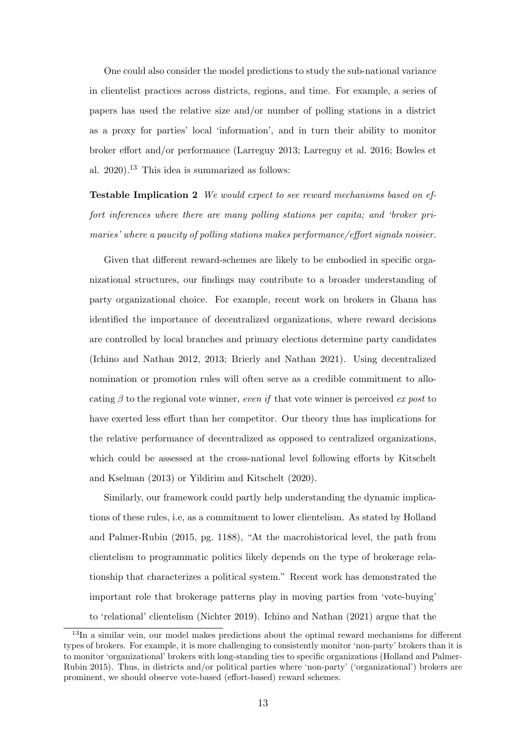One could also consider the model predictions to study the sub-national variance in clientelist practices across districts, regions, and time. For example, a series of papers has used the relative size and/or number of polling stations in a district as a proxy for parties' local 'information', and in turn their ability to monitor broker effort and/or performance (Larreguy 2013; Larreguy et al. 2016; Bowles et al. 2020).[13] This idea is summarized as follows:

**Testable Implication 2** *We would expect to see reward mechanisms based on effort inferences where there are many polling stations per capita; and 'broker primaries' where a paucity of polling stations makes performance/effort signals noisier.*

Given that different reward-schemes are likely to be embodied in specific organizational structures, our findings may contribute to a broader understanding of party organizational choice. For example, recent work on brokers in Ghana has identified the importance of decentralized organizations, where reward decisions are controlled by local branches and primary elections determine party candidates (Ichino and Nathan 2012, 2013; Brierly and Nathan 2021). Using decentralized nomination or promotion rules will often serve as a credible commitment to allocating $\beta$ to the regional vote winner, *even if* that vote winner is perceived *ex post* to have exerted less effort than her competitor. Our theory thus has implications for the relative performance of decentralized as opposed to centralized organizations, which could be assessed at the cross-national level following efforts by Kitschelt and Kselman (2013) or Yildirim and Kitschelt (2020).

Similarly, our framework could partly help understanding the dynamic implications of these rules, i.e, as a commitment to lower clientelism. As stated by Holland and Palmer-Rubin (2015, pg. 1188), "At the macrohistorical level, the path from clientelism to programmatic politics likely depends on the type of brokerage relationship that characterizes a political system." Recent work has demonstrated the important role that brokerage patterns play in moving parties from 'vote-buying' to 'relational' clientelism (Nichter 2019). Ichino and Nathan (2021) argue that the

[13] In a similar vein, our model makes predictions about the optimal reward mechanisms for different types of brokers. For example, it is more challenging to consistently monitor 'non-party' brokers than it is to monitor 'organizational' brokers with long-standing ties to specific organizations (Holland and Palmer-Rubin 2015). Thus, in districts and/or political parties where 'non-party' ('organizational') brokers are prominent, we should observe vote-based (effort-based) reward schemes.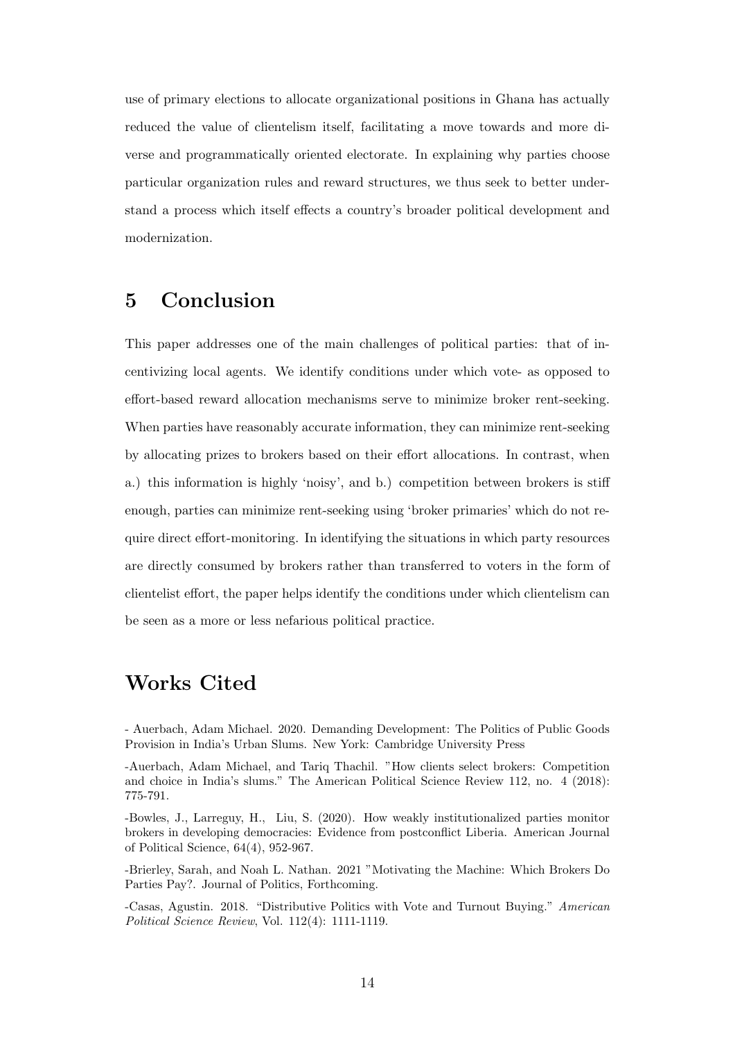use of primary elections to allocate organizational positions in Ghana has actually reduced the value of clientelism itself, facilitating a move towards and more diverse and programmatically oriented electorate. In explaining why parties choose particular organization rules and reward structures, we thus seek to better understand a process which itself effects a country's broader political development and modernization.

# 5 Conclusion

This paper addresses one of the main challenges of political parties: that of incentivizing local agents. We identify conditions under which vote- as opposed to effort-based reward allocation mechanisms serve to minimize broker rent-seeking. When parties have reasonably accurate information, they can minimize rent-seeking by allocating prizes to brokers based on their effort allocations. In contrast, when a.) this information is highly 'noisy', and b.) competition between brokers is stiff enough, parties can minimize rent-seeking using 'broker primaries' which do not require direct effort-monitoring. In identifying the situations in which party resources are directly consumed by brokers rather than transferred to voters in the form of clientelist effort, the paper helps identify the conditions under which clientelism can be seen as a more or less nefarious political practice.

# Works Cited

- Auerbach, Adam Michael. 2020. Demanding Development: The Politics of Public Goods Provision in India's Urban Slums. New York: Cambridge University Press

-Auerbach, Adam Michael, and Tariq Thachil. "How clients select brokers: Competition and choice in India's slums." The American Political Science Review 112, no. 4 (2018): 775-791.

-Bowles, J., Larreguy, H., Liu, S. (2020). How weakly institutionalized parties monitor brokers in developing democracies: Evidence from postconflict Liberia. American Journal of Political Science, 64(4), 952-967.

-Brierley, Sarah, and Noah L. Nathan. 2021 "Motivating the Machine: Which Brokers Do Parties Pay?. Journal of Politics, Forthcoming.

-Casas, Agustin. 2018. "Distributive Politics with Vote and Turnout Buying." *American Political Science Review*, Vol. 112(4): 1111-1119.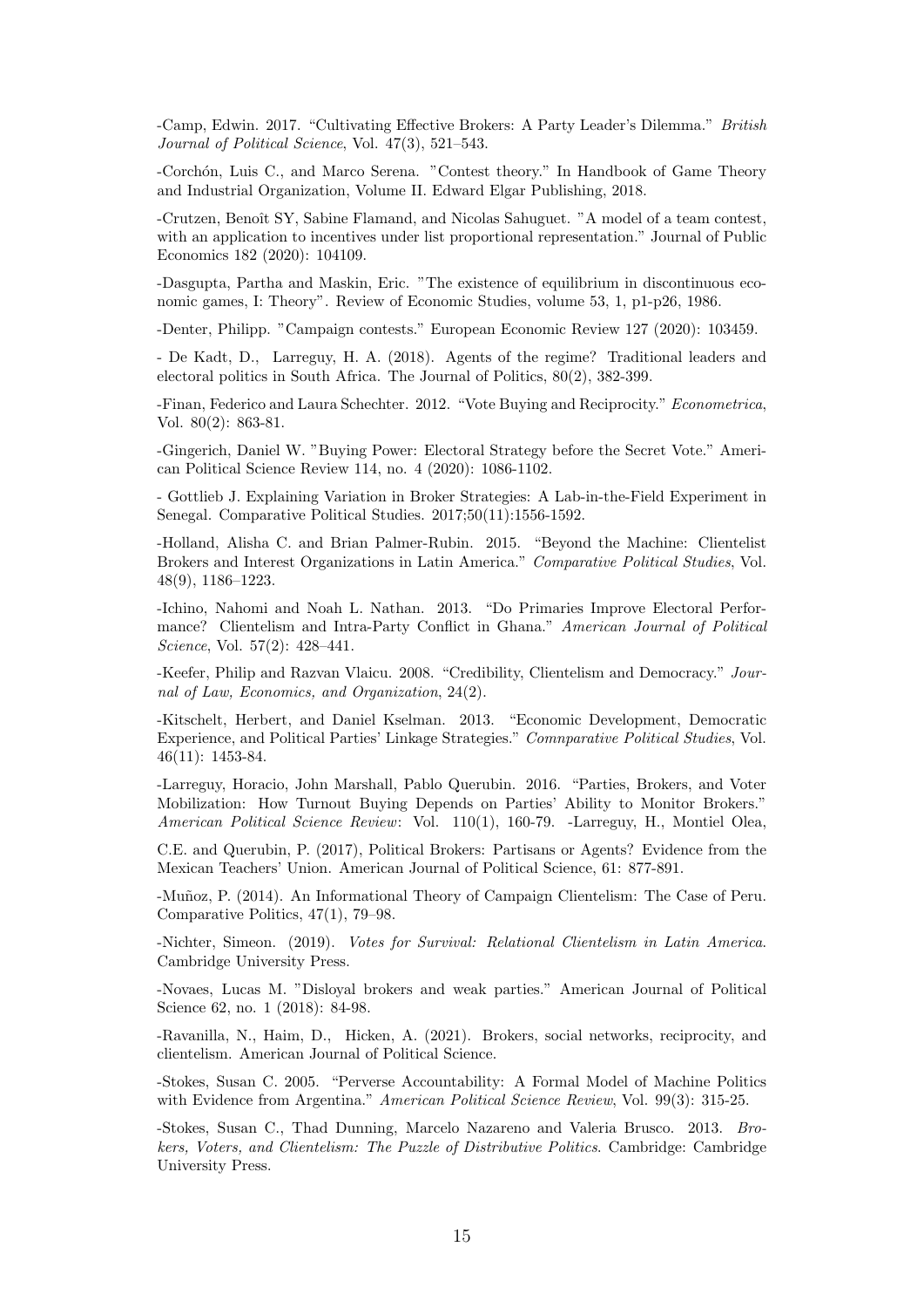-Camp, Edwin. 2017. "Cultivating Effective Brokers: A Party Leader's Dilemma." *British Journal of Political Science*, Vol. 47(3), 521–543.

-Corchón, Luis C., and Marco Serena. "Contest theory." In Handbook of Game Theory and Industrial Organization, Volume II. Edward Elgar Publishing, 2018.

-Crutzen, Benoît SY, Sabine Flamand, and Nicolas Sahuguet. "A model of a team contest, with an application to incentives under list proportional representation." Journal of Public Economics 182 (2020): 104109.

-Dasgupta, Partha and Maskin, Eric. "The existence of equilibrium in discontinuous economic games, I: Theory". Review of Economic Studies, volume 53, 1, p1-p26, 1986.

-Denter, Philipp. "Campaign contests." European Economic Review 127 (2020): 103459.

- De Kadt, D., Larreguy, H. A. (2018). Agents of the regime? Traditional leaders and electoral politics in South Africa. The Journal of Politics, 80(2), 382-399.

-Finan, Federico and Laura Schechter. 2012. "Vote Buying and Reciprocity." *Econometrica*, Vol. 80(2): 863-81.

-Gingerich, Daniel W. "Buying Power: Electoral Strategy before the Secret Vote." American Political Science Review 114, no. 4 (2020): 1086-1102.

- Gottlieb J. Explaining Variation in Broker Strategies: A Lab-in-the-Field Experiment in Senegal. Comparative Political Studies. 2017;50(11):1556-1592.

-Holland, Alisha C. and Brian Palmer-Rubin. 2015. "Beyond the Machine: Clientelist Brokers and Interest Organizations in Latin America." *Comparative Political Studies*, Vol. 48(9), 1186–1223.

-Ichino, Nahomi and Noah L. Nathan. 2013. "Do Primaries Improve Electoral Performance? Clientelism and Intra-Party Conflict in Ghana." *American Journal of Political Science*, Vol. 57(2): 428–441.

-Keefer, Philip and Razvan Vlaicu. 2008. "Credibility, Clientelism and Democracy." *Journal of Law, Economics, and Organization*, 24(2).

-Kitschelt, Herbert, and Daniel Kselman. 2013. "Economic Development, Democratic Experience, and Political Parties' Linkage Strategies." *Comnparative Political Studies*, Vol. 46(11): 1453-84.

-Larreguy, Horacio, John Marshall, Pablo Querubin. 2016. "Parties, Brokers, and Voter Mobilization: How Turnout Buying Depends on Parties' Ability to Monitor Brokers." *American Political Science Review*: Vol. 110(1), 160-79. -Larreguy, H., Montiel Olea, C.E. and Querubin, P. (2017), Political Brokers: Partisans or Agents? Evidence from the Mexican Teachers' Union. American Journal of Political Science, 61: 877-891.

-Muñoz, P. (2014). An Informational Theory of Campaign Clientelism: The Case of Peru. Comparative Politics, 47(1), 79–98.

-Nichter, Simeon. (2019). *Votes for Survival: Relational Clientelism in Latin America*. Cambridge University Press.

-Novaes, Lucas M. "Disloyal brokers and weak parties." American Journal of Political Science 62, no. 1 (2018): 84-98.

-Ravanilla, N., Haim, D., Hicken, A. (2021). Brokers, social networks, reciprocity, and clientelism. American Journal of Political Science.

-Stokes, Susan C. 2005. "Perverse Accountability: A Formal Model of Machine Politics with Evidence from Argentina." *American Political Science Review*, Vol. 99(3): 315-25.

-Stokes, Susan C., Thad Dunning, Marcelo Nazareno and Valeria Brusco. 2013. *Brokers, Voters, and Clientelism: The Puzzle of Distributive Politics*. Cambridge: Cambridge University Press.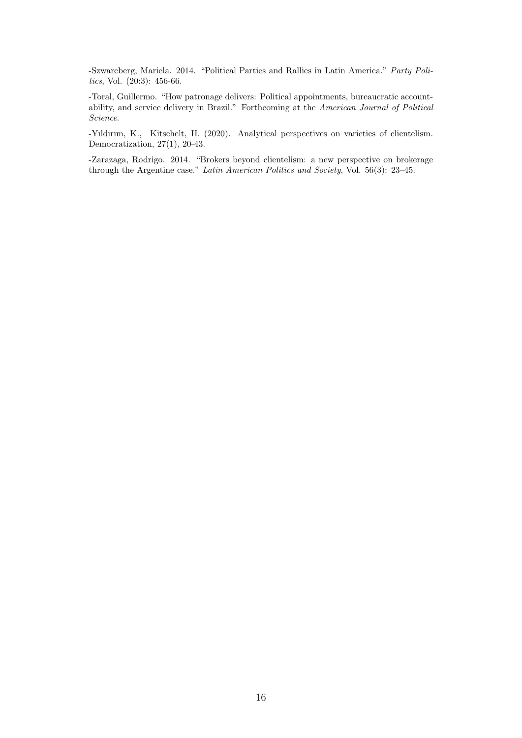-Szwarcberg, Mariela. 2014. "Political Parties and Rallies in Latin America." *Party Politics*, Vol. (20:3): 456-66.

-Toral, Guillermo. "How patronage delivers: Political appointments, bureaucratic accountability, and service delivery in Brazil." Forthcoming at the *American Journal of Political Science*.

-Yıldırım, K., Kitschelt, H. (2020). Analytical perspectives on varieties of clientelism. Democratization, 27(1), 20-43.

-Zarazaga, Rodrigo. 2014. "Brokers beyond clientelism: a new perspective on brokerage through the Argentine case." *Latin American Politics and Society*, Vol. 56(3): 23–45.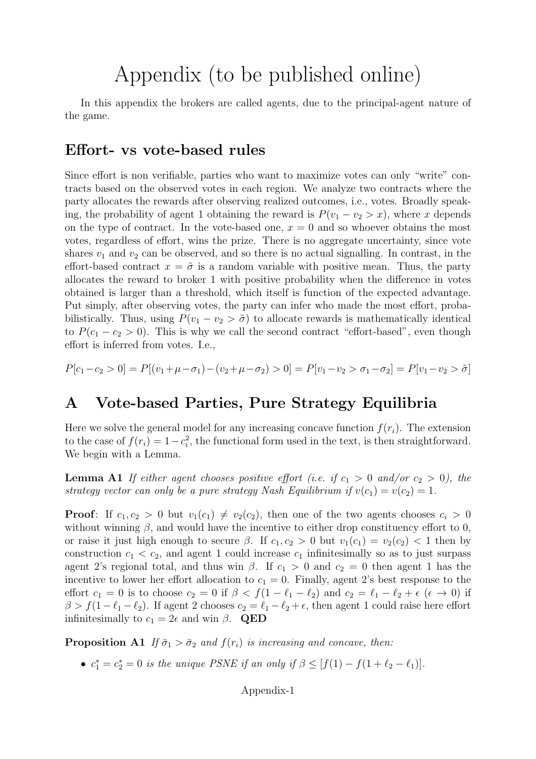# Appendix (to be published online)

In this appendix the brokers are called agents, due to the principal-agent nature of the game.

## Effort- vs vote-based rules

Since effort is non verifiable, parties who want to maximize votes can only "write" contracts based on the observed votes in each region. We analyze two contracts where the party allocates the rewards after observing realized outcomes, i.e., votes. Broadly speaking, the probability of agent 1 obtaining the reward is $P(v_1 - v_2 > x)$, where $x$ depends on the type of contract. In the vote-based one, $x = 0$ and so whoever obtains the most votes, regardless of effort, wins the prize. There is no aggregate uncertainty, since vote shares $v_1$ and $v_2$ can be observed, and so there is no actual signalling. In contrast, in the effort-based contract $x = \tilde{\sigma}$ is a random variable with positive mean. Thus, the party allocates the reward to broker 1 with positive probability when the difference in votes obtained is larger than a threshold, which itself is function of the expected advantage. Put simply, after observing votes, the party can infer who made the most effort, probabilistically. Thus, using $P(v_1 - v_2 > \tilde{\sigma})$ to allocate rewards is mathematically identical to $P(c_1 - c_2 > 0)$. This is why we call the second contract "effort-based", even though effort is inferred from votes. I.e.,

$$P[c_1 - c_2 > 0] = P[(v_1 + \mu - \sigma_1) - (v_2 + \mu - \sigma_2) > 0] = P[v_1 - v_2 > \sigma_1 - \sigma_2] = P[v_1 - v_2 > \tilde{\sigma}]$$

## A Vote-based Parties, Pure Strategy Equilibria

Here we solve the general model for any increasing concave function $f(r_i)$. The extension to the case of $f(r_i) = 1 - c_i^2$, the functional form used in the text, is then straightforward. We begin with a Lemma.

**Lemma A1** *If either agent chooses positive effort (i.e. if $c_1 > 0$ and/or $c_2 > 0$), the strategy vector can only be a pure strategy Nash Equilibrium if $v(c_1) = v(c_2) = 1$.*

**Proof**: If $c_1, c_2 > 0$ but $v_1(c_1) \neq v_2(c_2)$, then one of the two agents chooses $c_i > 0$ without winning $\beta$, and would have the incentive to either drop constituency effort to 0, or raise it just high enough to secure $\beta$. If $c_1, c_2 > 0$ but $v_1(c_1) = v_2(c_2) < 1$ then by construction $c_1 < c_2$, and agent 1 could increase $c_1$ infinitesimally so as to just surpass agent 2's regional total, and thus win $\beta$. If $c_1 > 0$ and $c_2 = 0$ then agent 1 has the incentive to lower her effort allocation to $c_1 = 0$. Finally, agent 2's best response to the effort $c_1 = 0$ is to choose $c_2 = 0$ if $\beta < f(1 - \ell_1 - \ell_2)$ and $c_2 = \ell_1 - \ell_2 + \epsilon$ ($\epsilon \to 0$) if $\beta > f(1 - \ell_1 - \ell_2)$. If agent 2 chooses $c_2 = \ell_1 - \ell_2 + \epsilon$, then agent 1 could raise here effort infinitesimally to $c_1 = 2\epsilon$ and win $\beta$. **QED**

**Proposition A1** *If $\bar{\sigma}_1 > \bar{\sigma}_2$ and $f(r_i)$ is increasing and concave, then:*

- *$c_1^* = c_2^* = 0$ is the unique PSNE if an only if $\beta \leq [f(1) - f(1 + \ell_2 - \ell_1)]$.*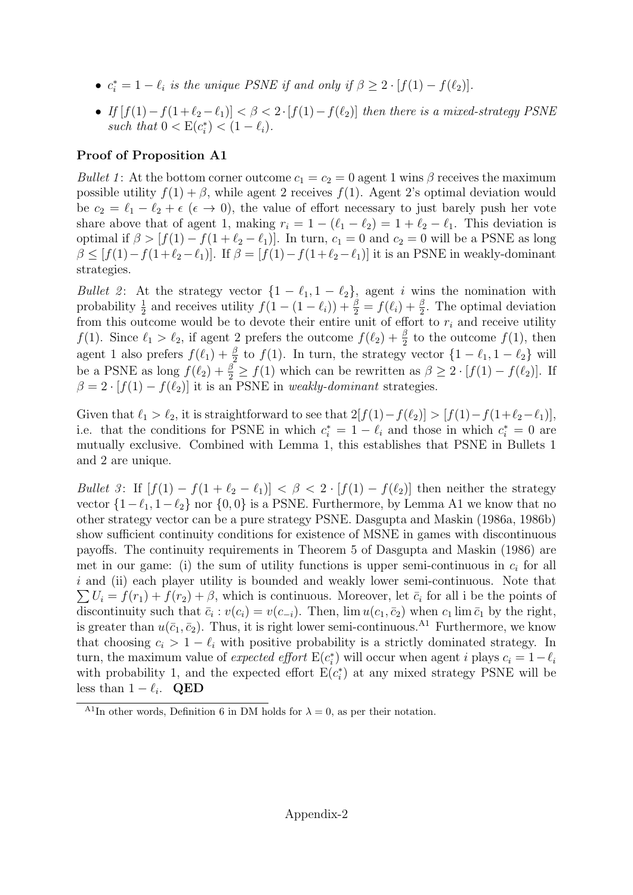- $c_i^* = 1 - \ell_i$ *is the unique PSNE if and only if* $\beta \geq 2 \cdot [f(1) - f(\ell_2)]$.
- *If* $[f(1) - f(1 + \ell_2 - \ell_1)] < \beta < 2 \cdot [f(1) - f(\ell_2)]$ *then there is a mixed-strategy PSNE such that* $0 < \mathrm{E}(c_i^*) < (1 - \ell_i)$.

### Proof of Proposition A1

*Bullet 1*: At the bottom corner outcome $c_1 = c_2 = 0$ agent 1 wins $\beta$ receives the maximum possible utility $f(1) + \beta$, while agent 2 receives $f(1)$. Agent 2's optimal deviation would be $c_2 = \ell_1 - \ell_2 + \epsilon$ ($\epsilon \to 0$), the value of effort necessary to just barely push her vote share above that of agent 1, making $r_i = 1 - (\ell_1 - \ell_2) = 1 + \ell_2 - \ell_1$. This deviation is optimal if $\beta > [f(1) - f(1 + \ell_2 - \ell_1)]$. In turn, $c_1 = 0$ and $c_2 = 0$ will be a PSNE as long $\beta \leq [f(1) - f(1 + \ell_2 - \ell_1)]$. If $\beta = [f(1) - f(1 + \ell_2 - \ell_1)]$ it is an PSNE in weakly-dominant strategies.

*Bullet 2*: At the strategy vector $\{1 - \ell_1, 1 - \ell_2\}$, agent $i$ wins the nomination with probability $\frac{1}{2}$ and receives utility $f(1 - (1 - \ell_i)) + \frac{\beta}{2} = f(\ell_i) + \frac{\beta}{2}$. The optimal deviation from this outcome would be to devote their entire unit of effort to $r_i$ and receive utility $f(1)$. Since $\ell_1 > \ell_2$, if agent 2 prefers the outcome $f(\ell_2) + \frac{\beta}{2}$ to the outcome $f(1)$, then agent 1 also prefers $f(\ell_1) + \frac{\beta}{2}$ to $f(1)$. In turn, the strategy vector $\{1 - \ell_1, 1 - \ell_2\}$ will be a PSNE as long $f(\ell_2) + \frac{\beta}{2} \geq f(1)$ which can be rewritten as $\beta \geq 2 \cdot [f(1) - f(\ell_2)]$. If $\beta = 2 \cdot [f(1) - f(\ell_2)]$ it is an PSNE in *weakly-dominant* strategies.

Given that $\ell_1 > \ell_2$, it is straightforward to see that $2[f(1) - f(\ell_2)] > [f(1) - f(1 + \ell_2 - \ell_1)]$, i.e. that the conditions for PSNE in which $c_i^* = 1 - \ell_i$ and those in which $c_i^* = 0$ are mutually exclusive. Combined with Lemma 1, this establishes that PSNE in Bullets 1 and 2 are unique.

*Bullet 3*: If $[f(1) - f(1 + \ell_2 - \ell_1)] < \beta < 2 \cdot [f(1) - f(\ell_2)]$ then neither the strategy vector $\{1 - \ell_1, 1 - \ell_2\}$ nor $\{0, 0\}$ is a PSNE. Furthermore, by Lemma A1 we know that no other strategy vector can be a pure strategy PSNE. Dasgupta and Maskin (1986a, 1986b) show sufficient continuity conditions for existence of MSNE in games with discontinuous payoffs. The continuity requirements in Theorem 5 of Dasgupta and Maskin (1986) are met in our game: (i) the sum of utility functions is upper semi-continuous in $c_i$ for all $i$ and (ii) each player utility is bounded and weakly lower semi-continuous. Note that $\sum U_i = f(r_1) + f(r_2) + \beta$, which is continuous. Moreover, let $\bar{c}_i$ for all i be the points of discontinuity such that $\bar{c}_i : v(c_i) = v(c_{-i})$. Then, $\lim u(c_1, \bar{c}_2)$ when $c_1 \lim \bar{c}_1$ by the right, is greater than $u(\bar{c}_1, \bar{c}_2)$. Thus, it is right lower semi-continuous.[A1] Furthermore, we know that choosing $c_i > 1 - \ell_i$ with positive probability is a strictly dominated strategy. In turn, the maximum value of *expected effort* $\mathrm{E}(c_i^*)$ will occur when agent $i$ plays $c_i = 1 - \ell_i$ with probability 1, and the expected effort $\mathrm{E}(c_i^*)$ at any mixed strategy PSNE will be less than $1 - \ell_i$. **QED**

[A1]In other words, Definition 6 in DM holds for $\lambda = 0$, as per their notation.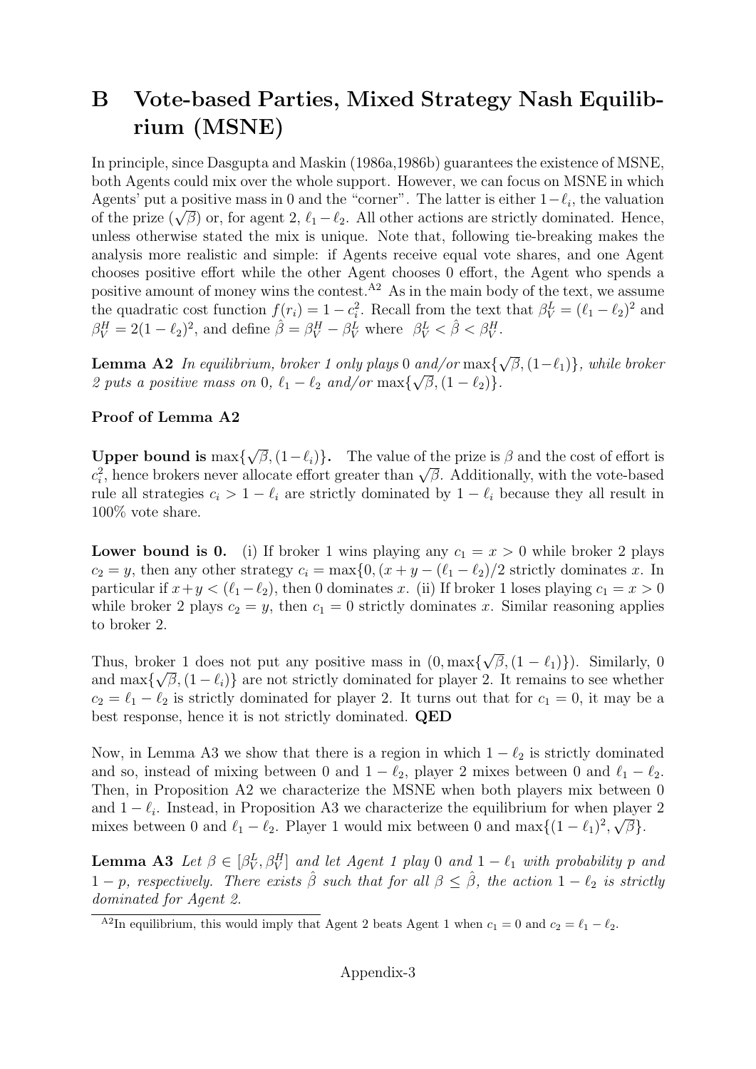# B Vote-based Parties, Mixed Strategy Nash Equilibrium (MSNE)

In principle, since Dasgupta and Maskin (1986a,1986b) guarantees the existence of MSNE, both Agents could mix over the whole support. However, we can focus on MSNE in which Agents' put a positive mass in 0 and the "corner". The latter is either $1-\ell_i$, the valuation of the prize ($\sqrt{\beta}$) or, for agent 2, $\ell_1-\ell_2$. All other actions are strictly dominated. Hence, unless otherwise stated the mix is unique. Note that, following tie-breaking makes the analysis more realistic and simple: if Agents receive equal vote shares, and one Agent chooses positive effort while the other Agent chooses 0 effort, the Agent who spends a positive amount of money wins the contest.[A2] As in the main body of the text, we assume the quadratic cost function $f(r_i) = 1 - c_i^2$. Recall from the text that $\beta_V^L = (\ell_1 - \ell_2)^2$ and $\beta_V^H = 2(1-\ell_2)^2$, and define $\hat{\beta} = \beta_V^H - \beta_V^L$ where $\beta_V^L < \hat{\beta} < \beta_V^H$.

**Lemma A2** *In equilibrium, broker 1 only plays* 0 *and/or* $\max\{\sqrt{\beta}, (1-\ell_1)\}$*, while broker 2 puts a positive mass on* 0*,* $\ell_1 - \ell_2$ *and/or* $\max\{\sqrt{\beta}, (1-\ell_2)\}$*.*

**Proof of Lemma A2**

**Upper bound is** $\max\{\sqrt{\beta}, (1-\ell_i)\}$**.** The value of the prize is $\beta$ and the cost of effort is $c_i^2$, hence brokers never allocate effort greater than $\sqrt{\beta}$. Additionally, with the vote-based rule all strategies $c_i > 1 - \ell_i$ are strictly dominated by $1 - \ell_i$ because they all result in 100% vote share.

**Lower bound is 0.** (i) If broker 1 wins playing any $c_1 = x > 0$ while broker 2 plays $c_2 = y$, then any other strategy $c_i = \max\{0, (x + y - (\ell_1 - \ell_2)/2$ strictly dominates $x$. In particular if $x+y < (\ell_1-\ell_2)$, then 0 dominates $x$. (ii) If broker 1 loses playing $c_1 = x > 0$ while broker 2 plays $c_2 = y$, then $c_1 = 0$ strictly dominates $x$. Similar reasoning applies to broker 2.

Thus, broker 1 does not put any positive mass in $(0, \max\{\sqrt{\beta}, (1-\ell_1)\})$. Similarly, 0 and $\max\{\sqrt{\beta}, (1-\ell_i)\}$ are not strictly dominated for player 2. It remains to see whether $c_2 = \ell_1 - \ell_2$ is strictly dominated for player 2. It turns out that for $c_1 = 0$, it may be a best response, hence it is not strictly dominated. **QED**

Now, in Lemma A3 we show that there is a region in which $1 - \ell_2$ is strictly dominated and so, instead of mixing between 0 and $1 - \ell_2$, player 2 mixes between 0 and $\ell_1 - \ell_2$. Then, in Proposition A2 we characterize the MSNE when both players mix between 0 and $1 - \ell_i$. Instead, in Proposition A3 we characterize the equilibrium for when player 2 mixes between 0 and $\ell_1 - \ell_2$. Player 1 would mix between 0 and $\max\{(1-\ell_1)^2, \sqrt{\beta}\}$.

**Lemma A3** *Let* $\beta \in [\beta_V^L, \beta_V^H]$ *and let Agent 1 play* 0 *and* $1 - \ell_1$ *with probability* $p$ *and* $1 - p$*, respectively. There exists* $\hat{\beta}$ *such that for all* $\beta \leq \hat{\beta}$*, the action* $1 - \ell_2$ *is strictly dominated for Agent 2.*

[A2] In equilibrium, this would imply that Agent 2 beats Agent 1 when $c_1 = 0$ and $c_2 = \ell_1 - \ell_2$.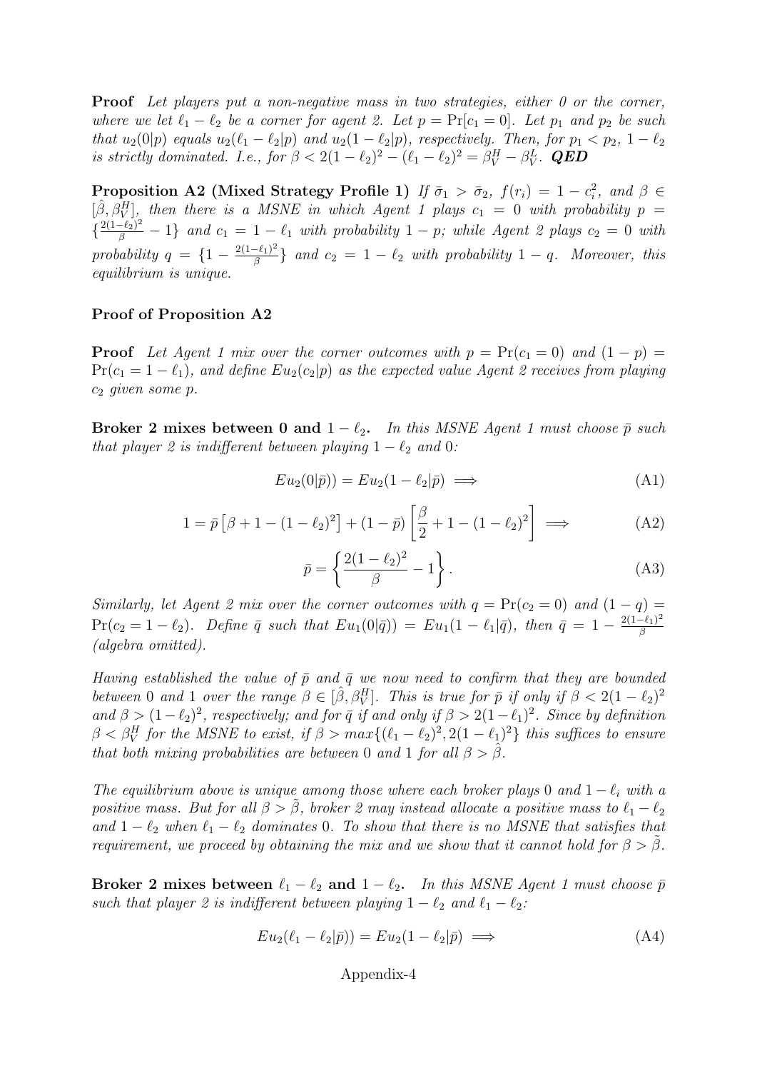**Proof** *Let players put a non-negative mass in two strategies, either 0 or the corner, where we let $\ell_1 - \ell_2$ be a corner for agent 2. Let $p = \Pr[c_1 = 0]$. Let $p_1$ and $p_2$ be such that $u_2(0|p)$ equals $u_2(\ell_1 - \ell_2|p)$ and $u_2(1 - \ell_2|p)$, respectively. Then, for $p_1 < p_2$, $1 - \ell_2$ is strictly dominated. I.e., for $\beta < 2(1-\ell_2)^2 - (\ell_1 - \ell_2)^2 = \beta_V^H - \beta_V^L$.* ***QED***

**Proposition A2 (Mixed Strategy Profile 1)** *If $\bar{\sigma}_1 > \bar{\sigma}_2$, $f(r_i) = 1 - c_i^2$, and $\beta \in [\hat{\beta}, \beta_V^H]$, then there is a MSNE in which Agent 1 plays $c_1 = 0$ with probability $p = \{\frac{2(1-\ell_2)^2}{\beta} - 1\}$ and $c_1 = 1 - \ell_1$ with probability $1 - p$; while Agent 2 plays $c_2 = 0$ with probability $q = \{1 - \frac{2(1-\ell_1)^2}{\beta}\}$ and $c_2 = 1 - \ell_2$ with probability $1 - q$. Moreover, this equilibrium is unique.*

**Proof of Proposition A2**

**Proof** *Let Agent 1 mix over the corner outcomes with $p = \Pr(c_1 = 0)$ and $(1 - p) = \Pr(c_1 = 1 - \ell_1)$, and define $Eu_2(c_2|p)$ as the expected value Agent 2 receives from playing $c_2$ given some $p$.*

**Broker 2 mixes between 0 and $1 - \ell_2$.** *In this MSNE Agent 1 must choose $\bar{p}$ such that player 2 is indifferent between playing $1 - \ell_2$ and 0:*

$$Eu_2(0|\bar{p})) = Eu_2(1 - \ell_2|\bar{p}) \implies \tag{A1}$$

$$1 = \bar{p}\left[\beta + 1 - (1-\ell_2)^2\right] + (1 - \bar{p})\left[\frac{\beta}{2} + 1 - (1-\ell_2)^2\right] \implies \tag{A2}$$

$$\bar{p} = \left\{\frac{2(1-\ell_2)^2}{\beta} - 1\right\}. \tag{A3}$$

*Similarly, let Agent 2 mix over the corner outcomes with $q = \Pr(c_2 = 0)$ and $(1 - q) = \Pr(c_2 = 1 - \ell_2)$. Define $\bar{q}$ such that $Eu_1(0|\bar{q})) = Eu_1(1 - \ell_1|\bar{q})$, then $\bar{q} = 1 - \frac{2(1-\ell_1)^2}{\beta}$ (algebra omitted).*

*Having established the value of $\bar{p}$ and $\bar{q}$ we now need to confirm that they are bounded between 0 and 1 over the range $\beta \in [\hat{\beta}, \beta_V^H]$. This is true for $\bar{p}$ if only if $\beta < 2(1-\ell_2)^2$ and $\beta > (1-\ell_2)^2$, respectively; and for $\bar{q}$ if and only if $\beta > 2(1-\ell_1)^2$. Since by definition $\beta < \beta_V^H$ for the MSNE to exist, if $\beta > max\{(\ell_1 - \ell_2)^2, 2(1-\ell_1)^2\}$ this suffices to ensure that both mixing probabilities are between 0 and 1 for all $\beta > \hat{\beta}$.*

*The equilibrium above is unique among those where each broker plays 0 and $1 - \ell_i$ with a positive mass. But for all $\beta > \tilde{\beta}$, broker 2 may instead allocate a positive mass to $\ell_1 - \ell_2$ and $1 - \ell_2$ when $\ell_1 - \ell_2$ dominates 0. To show that there is no MSNE that satisfies that requirement, we proceed by obtaining the mix and we show that it cannot hold for $\beta > \tilde{\beta}$.*

**Broker 2 mixes between $\ell_1 - \ell_2$ and $1 - \ell_2$.** *In this MSNE Agent 1 must choose $\bar{p}$ such that player 2 is indifferent between playing $1 - \ell_2$ and $\ell_1 - \ell_2$:*

$$Eu_2(\ell_1 - \ell_2|\bar{p})) = Eu_2(1 - \ell_2|\bar{p}) \implies \tag{A4}$$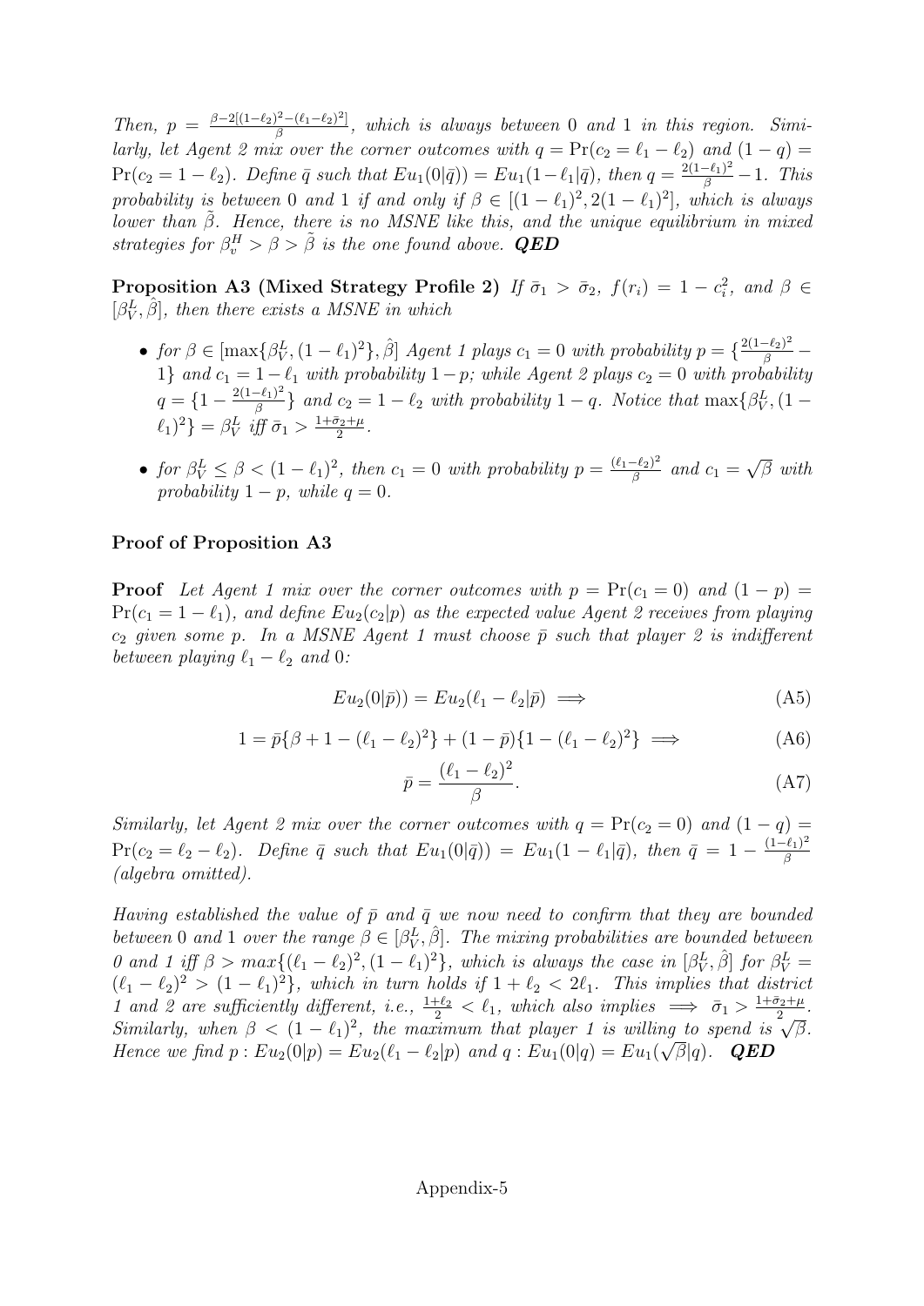*Then, $p = \frac{\beta - 2[(1-\ell_2)^2 - (\ell_1 - \ell_2)^2]}{\beta}$, which is always between 0 and 1 in this region. Similarly, let Agent 2 mix over the corner outcomes with $q = \Pr(c_2 = \ell_1 - \ell_2)$ and $(1-q) = \Pr(c_2 = 1 - \ell_2)$. Define $\bar{q}$ such that $Eu_1(0|\bar{q})) = Eu_1(1-\ell_1|\bar{q})$, then $q = \frac{2(1-\ell_1)^2}{\beta} - 1$. This probability is between 0 and 1 if and only if $\beta \in [(1-\ell_1)^2, 2(1-\ell_1)^2]$, which is always lower than $\tilde{\beta}$. Hence, there is no MSNE like this, and the unique equilibrium in mixed strategies for $\beta_v^H > \beta > \tilde{\beta}$ is the one found above.* ***QED***

**Proposition A3 (Mixed Strategy Profile 2)** *If $\bar{\sigma}_1 > \bar{\sigma}_2$, $f(r_i) = 1 - c_i^2$, and $\beta \in [\beta_V^L, \hat{\beta}]$, then there exists a MSNE in which*

- *for $\beta \in [\max\{\beta_V^L, (1-\ell_1)^2\}, \hat{\beta}]$ Agent 1 plays $c_1 = 0$ with probability $p = \{\frac{2(1-\ell_2)^2}{\beta} - 1\}$ and $c_1 = 1 - \ell_1$ with probability $1-p$; while Agent 2 plays $c_2 = 0$ with probability $q = \{1 - \frac{2(1-\ell_1)^2}{\beta}\}$ and $c_2 = 1 - \ell_2$ with probability $1-q$. Notice that $\max\{\beta_V^L, (1-\ell_1)^2\} = \beta_V^L$ iff $\bar{\sigma}_1 > \frac{1+\bar{\sigma}_2+\mu}{2}$.*
- *for $\beta_V^L \leq \beta < (1-\ell_1)^2$, then $c_1 = 0$ with probability $p = \frac{(\ell_1-\ell_2)^2}{\beta}$ and $c_1 = \sqrt{\beta}$ with probability $1-p$, while $q = 0$.*

### Proof of Proposition A3

**Proof** *Let Agent 1 mix over the corner outcomes with $p = \Pr(c_1 = 0)$ and $(1-p) = \Pr(c_1 = 1 - \ell_1)$, and define $Eu_2(c_2|p)$ as the expected value Agent 2 receives from playing $c_2$ given some $p$. In a MSNE Agent 1 must choose $\bar{p}$ such that player 2 is indifferent between playing $\ell_1 - \ell_2$ and 0:*

$$Eu_2(0|\bar{p})) = Eu_2(\ell_1 - \ell_2|\bar{p}) \implies \tag{A5}$$

$$1 = \bar{p}\{\beta + 1 - (\ell_1 - \ell_2)^2\} + (1-\bar{p})\{1 - (\ell_1 - \ell_2)^2\} \implies \tag{A6}$$

$$\bar{p} = \frac{(\ell_1 - \ell_2)^2}{\beta}. \tag{A7}$$

*Similarly, let Agent 2 mix over the corner outcomes with $q = \Pr(c_2 = 0)$ and $(1-q) = \Pr(c_2 = \ell_2 - \ell_2)$. Define $\bar{q}$ such that $Eu_1(0|\bar{q})) = Eu_1(1-\ell_1|\bar{q})$, then $\bar{q} = 1 - \frac{(1-\ell_1)^2}{\beta}$ (algebra omitted).*

*Having established the value of $\bar{p}$ and $\bar{q}$ we now need to confirm that they are bounded between 0 and 1 over the range $\beta \in [\beta_V^L, \hat{\beta}]$. The mixing probabilities are bounded between 0 and 1 iff $\beta > max\{(\ell_1 - \ell_2)^2, (1-\ell_1)^2\}$, which is always the case in $[\beta_V^L, \hat{\beta}]$ for $\beta_V^L = (\ell_1 - \ell_2)^2 > (1-\ell_1)^2\}$, which in turn holds if $1 + \ell_2 < 2\ell_1$. This implies that district 1 and 2 are sufficiently different, i.e., $\frac{1+\ell_2}{2} < \ell_1$, which also implies $\implies \bar{\sigma}_1 > \frac{1+\bar{\sigma}_2+\mu}{2}$. Similarly, when $\beta < (1-\ell_1)^2$, the maximum that player 1 is willing to spend is $\sqrt{\beta}$. Hence we find $p : Eu_2(0|p) = Eu_2(\ell_1 - \ell_2|p)$ and $q : Eu_1(0|q) = Eu_1(\sqrt{\beta}|q)$.* ***QED***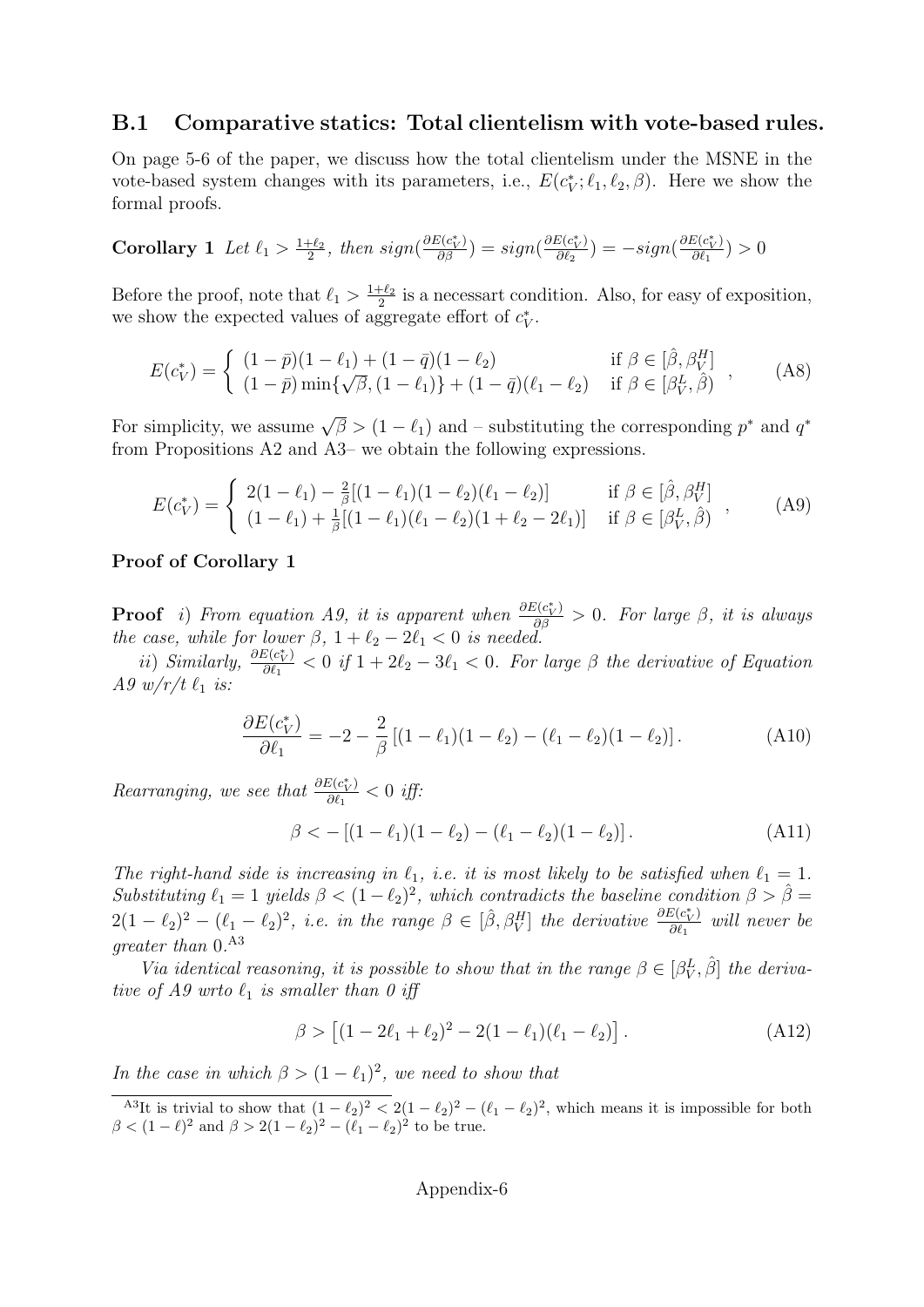## B.1 Comparative statics: Total clientelism with vote-based rules.

On page 5-6 of the paper, we discuss how the total clientelism under the MSNE in the vote-based system changes with its parameters, i.e., $E(c_V^*; \ell_1, \ell_2, \beta)$. Here we show the formal proofs.

**Corollary 1** *Let* $\ell_1 > \frac{1+\ell_2}{2}$*, then* $sign(\frac{\partial E(c_V^*)}{\partial \beta}) = sign(\frac{\partial E(c_V^*)}{\partial \ell_2}) = -sign(\frac{\partial E(c_V^*)}{\partial \ell_1}) > 0$

Before the proof, note that $\ell_1 > \frac{1+\ell_2}{2}$ is a necessart condition. Also, for easy of exposition, we show the expected values of aggregate effort of $c_V^*$.

$$E(c_V^*) = \begin{cases} (1-\bar{p})(1-\ell_1) + (1-\bar{q})(1-\ell_2) & \text{if } \beta \in [\hat{\beta}, \beta_V^H] \\ (1-\bar{p})\min\{\sqrt{\beta}, (1-\ell_1)\} + (1-\bar{q})(\ell_1 - \ell_2) & \text{if } \beta \in [\beta_V^L, \hat{\beta}) \end{cases}, \tag{A8}$$

For simplicity, we assume $\sqrt{\beta} > (1-\ell_1)$ and – substituting the corresponding $p^*$ and $q^*$ from Propositions A2 and A3– we obtain the following expressions.

$$E(c_V^*) = \begin{cases} 2(1-\ell_1) - \frac{2}{\beta}[(1-\ell_1)(1-\ell_2)(\ell_1-\ell_2)] & \text{if } \beta \in [\hat{\beta}, \beta_V^H] \\ (1-\ell_1) + \frac{1}{\beta}[(1-\ell_1)(\ell_1-\ell_2)(1+\ell_2-2\ell_1)] & \text{if } \beta \in [\beta_V^L, \hat{\beta}) \end{cases}, \tag{A9}$$

**Proof of Corollary 1**

**Proof** *i) From equation A9, it is apparent when* $\frac{\partial E(c_V^*)}{\partial \beta} > 0$*. For large* $\beta$*, it is always the case, while for lower* $\beta$*,* $1+\ell_2-2\ell_1 < 0$ *is needed.*

*ii) Similarly,* $\frac{\partial E(c_V^*)}{\partial \ell_1} < 0$ *if* $1+2\ell_2-3\ell_1 < 0$*. For large* $\beta$ *the derivative of Equation A9 w/r/t* $\ell_1$ *is:*

$$\frac{\partial E(c_V^*)}{\partial \ell_1} = -2 - \frac{2}{\beta}\left[(1-\ell_1)(1-\ell_2) - (\ell_1-\ell_2)(1-\ell_2)\right]. \tag{A10}$$

*Rearranging, we see that* $\frac{\partial E(c_V^*)}{\partial \ell_1} < 0$ *iff:*

$$\beta < -\left[(1-\ell_1)(1-\ell_2) - (\ell_1-\ell_2)(1-\ell_2)\right]. \tag{A11}$$

*The right-hand side is increasing in* $\ell_1$*, i.e. it is most likely to be satisfied when* $\ell_1 = 1$*. Substituting* $\ell_1 = 1$ *yields* $\beta < (1-\ell_2)^2$*, which contradicts the baseline condition* $\beta > \hat{\beta} = 2(1-\ell_2)^2 - (\ell_1-\ell_2)^2$*, i.e. in the range* $\beta \in [\hat{\beta}, \beta_V^H]$ *the derivative* $\frac{\partial E(c_V^*)}{\partial \ell_1}$ *will never be greater than* 0.[A3]

*Via identical reasoning, it is possible to show that in the range* $\beta \in [\beta_V^L, \hat{\beta}]$ *the derivative of A9 wrto* $\ell_1$ *is smaller than 0 iff*

$$\beta > \left[(1-2\ell_1+\ell_2)^2 - 2(1-\ell_1)(\ell_1-\ell_2)\right]. \tag{A12}$$

*In the case in which* $\beta > (1-\ell_1)^2$*, we need to show that*

[A3]It is trivial to show that $(1-\ell_2)^2 < 2(1-\ell_2)^2 - (\ell_1-\ell_2)^2$, which means it is impossible for both $\beta < (1-\ell)^2$ and $\beta > 2(1-\ell_2)^2 - (\ell_1-\ell_2)^2$ to be true.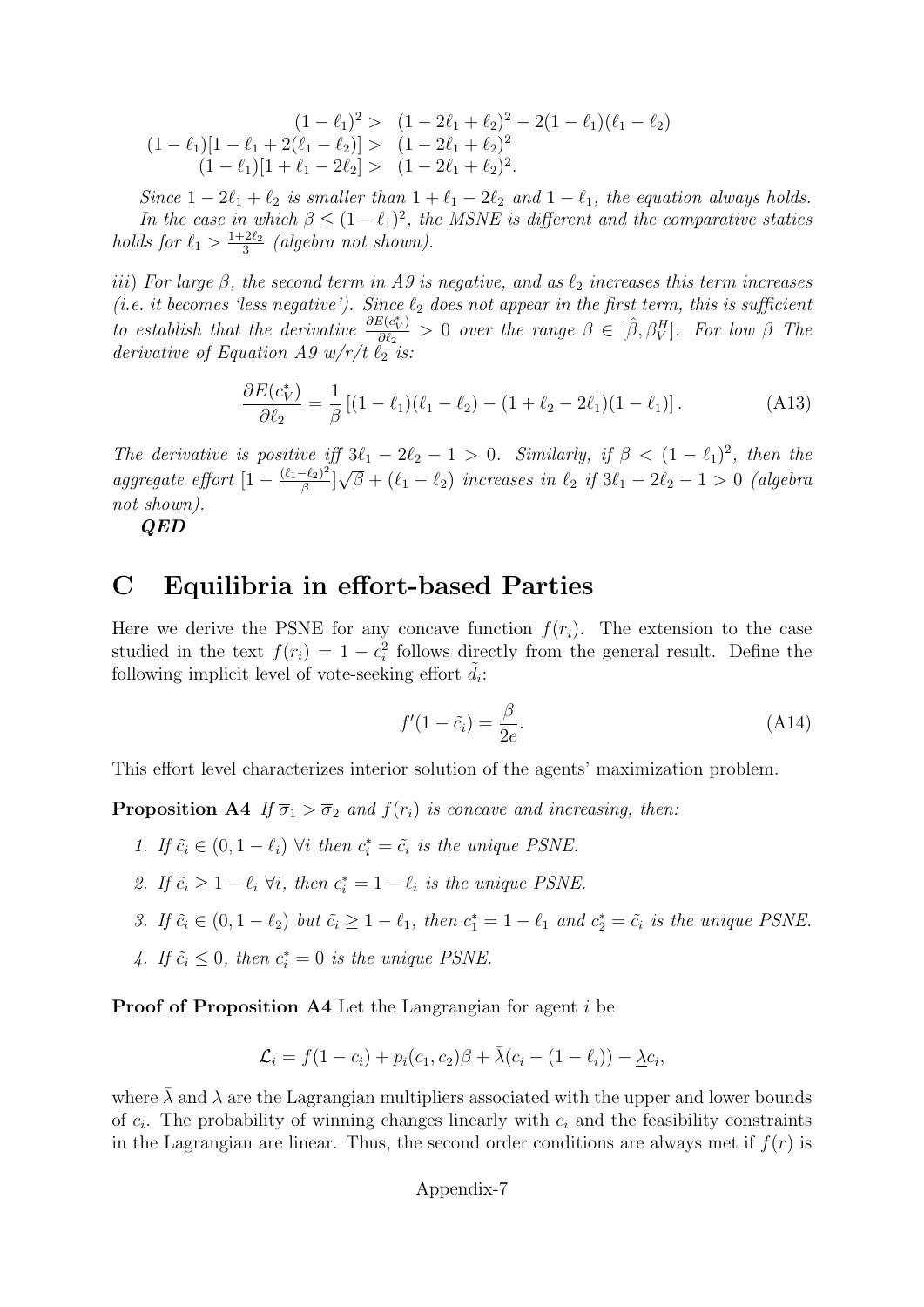$$
\begin{aligned}
(1-\ell_1)^2 &> \ (1-2\ell_1+\ell_2)^2 - 2(1-\ell_1)(\ell_1-\ell_2) \\
(1-\ell_1)[1-\ell_1+2(\ell_1-\ell_2)] &> \ (1-2\ell_1+\ell_2)^2 \\
(1-\ell_1)[1+\ell_1-2\ell_2] &> \ (1-2\ell_1+\ell_2)^2.
\end{aligned}
$$

*Since $1-2\ell_1+\ell_2$ is smaller than $1+\ell_1-2\ell_2$ and $1-\ell_1$, the equation always holds.*

*In the case in which $\beta \leq (1-\ell_1)^2$, the MSNE is different and the comparative statics holds for $\ell_1 > \frac{1+2\ell_2}{3}$ (algebra not shown).*

*iii) For large $\beta$, the second term in A9 is negative, and as $\ell_2$ increases this term increases (i.e. it becomes 'less negative'). Since $\ell_2$ does not appear in the first term, this is sufficient to establish that the derivative $\frac{\partial E(c_V^*)}{\partial \ell_2} > 0$ over the range $\beta \in [\hat{\beta}, \beta_V^H]$. For low $\beta$ The derivative of Equation A9 w/r/t $\ell_2$ is:*

$$
\frac{\partial E(c_V^*)}{\partial \ell_2} = \frac{1}{\beta}\left[(1-\ell_1)(\ell_1-\ell_2) - (1+\ell_2-2\ell_1)(1-\ell_1)\right]. \tag{A13}
$$

*The derivative is positive iff $3\ell_1 - 2\ell_2 - 1 > 0$. Similarly, if $\beta < (1-\ell_1)^2$, then the aggregate effort $[1 - \frac{(\ell_1-\ell_2)^2}{\beta}]\sqrt{\beta} + (\ell_1 - \ell_2)$ increases in $\ell_2$ if $3\ell_1 - 2\ell_2 - 1 > 0$ (algebra not shown).*

***QED***

# C Equilibria in effort-based Parties

Here we derive the PSNE for any concave function $f(r_i)$. The extension to the case studied in the text $f(r_i) = 1 - c_i^2$ follows directly from the general result. Define the following implicit level of vote-seeking effort $\tilde{d}_i$:

$$
f'(1-\tilde{c}_i) = \frac{\beta}{2e}. \tag{A14}
$$

This effort level characterizes interior solution of the agents' maximization problem.

**Proposition A4** *If $\overline{\sigma}_1 > \overline{\sigma}_2$ and $f(r_i)$ is concave and increasing, then:*

1. *If $\tilde{c}_i \in (0, 1-\ell_i)$ $\forall i$ then $c_i^* = \tilde{c}_i$ is the unique PSNE.*
2. *If $\tilde{c}_i \geq 1-\ell_i$ $\forall i$, then $c_i^* = 1-\ell_i$ is the unique PSNE.*
3. *If $\tilde{c}_i \in (0, 1-\ell_2)$ but $\tilde{c}_i \geq 1-\ell_1$, then $c_1^* = 1-\ell_1$ and $c_2^* = \tilde{c}_i$ is the unique PSNE.*
4. *If $\tilde{c}_i \leq 0$, then $c_i^* = 0$ is the unique PSNE.*

**Proof of Proposition A4** Let the Langrangian for agent $i$ be

$$
\mathcal{L}_i = f(1-c_i) + p_i(c_1, c_2)\beta + \bar{\lambda}(c_i - (1-\ell_i)) - \underline{\lambda}c_i,
$$

where $\bar{\lambda}$ and $\underline{\lambda}$ are the Lagrangian multipliers associated with the upper and lower bounds of $c_i$. The probability of winning changes linearly with $c_i$ and the feasibility constraints in the Lagrangian are linear. Thus, the second order conditions are always met if $f(r)$ is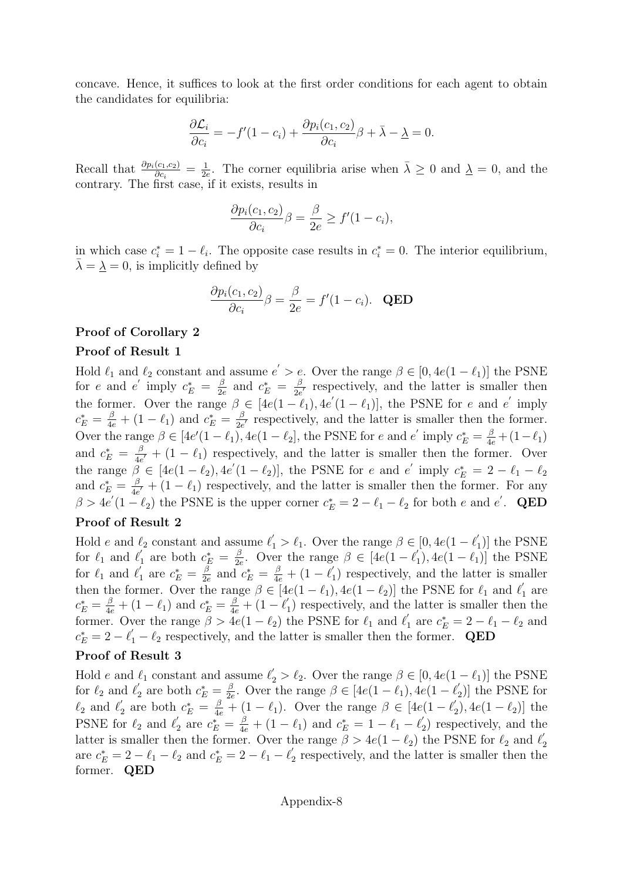concave. Hence, it suffices to look at the first order conditions for each agent to obtain the candidates for equilibria:

$$\frac{\partial \mathcal{L}_i}{\partial c_i} = -f'(1-c_i) + \frac{\partial p_i(c_1,c_2)}{\partial c_i}\beta + \bar{\lambda} - \underline{\lambda} = 0.$$

Recall that $\frac{\partial p_i(c_1,c_2)}{\partial c_i} = \frac{1}{2e}$. The corner equilibria arise when $\bar{\lambda} \geq 0$ and $\underline{\lambda} = 0$, and the contrary. The first case, if it exists, results in

$$\frac{\partial p_i(c_1,c_2)}{\partial c_i}\beta = \frac{\beta}{2e} \geq f'(1-c_i),$$

in which case $c_i^* = 1 - \ell_i$. The opposite case results in $c_i^* = 0$. The interior equilibrium, $\bar{\lambda} = \underline{\lambda} = 0$, is implicitly defined by

$$\frac{\partial p_i(c_1,c_2)}{\partial c_i}\beta = \frac{\beta}{2e} = f'(1-c_i). \quad \textbf{QED}$$

**Proof of Corollary 2**

**Proof of Result 1**

Hold $\ell_1$ and $\ell_2$ constant and assume $e' > e$. Over the range $\beta \in [0, 4e(1-\ell_1)]$ the PSNE for $e$ and $e'$ imply $c_E^* = \frac{\beta}{2e}$ and $c_E^* = \frac{\beta}{2e'}$ respectively, and the latter is smaller then the former. Over the range $\beta \in [4e(1-\ell_1), 4e'(1-\ell_1)]$, the PSNE for $e$ and $e'$ imply $c_E^* = \frac{\beta}{4e} + (1-\ell_1)$ and $c_E^* = \frac{\beta}{2e'}$ respectively, and the latter is smaller then the former. Over the range $\beta \in [4e'(1-\ell_1), 4e(1-\ell_2]$, the PSNE for $e$ and $e'$ imply $c_E^* = \frac{\beta}{4e} + (1-\ell_1)$ and $c_E^* = \frac{\beta}{4e'} + (1-\ell_1)$ respectively, and the latter is smaller then the former. Over the range $\beta \in [4e(1-\ell_2), 4e'(1-\ell_2)]$, the PSNE for $e$ and $e'$ imply $c_E^* = 2 - \ell_1 - \ell_2$ and $c_E^* = \frac{\beta}{4e'} + (1-\ell_1)$ respectively, and the latter is smaller then the former. For any $\beta > 4e'(1-\ell_2)$ the PSNE is the upper corner $c_E^* = 2 - \ell_1 - \ell_2$ for both $e$ and $e'$. **QED**

**Proof of Result 2**

Hold $e$ and $\ell_2$ constant and assume $\ell_1' > \ell_1$. Over the range $\beta \in [0, 4e(1-\ell_1')]$ the PSNE for $\ell_1$ and $\ell_1'$ are both $c_E^* = \frac{\beta}{2e}$. Over the range $\beta \in [4e(1-\ell_1'), 4e(1-\ell_1)]$ the PSNE for $\ell_1$ and $\ell_1'$ are $c_E^* = \frac{\beta}{2e}$ and $c_E^* = \frac{\beta}{4e} + (1-\ell_1')$ respectively, and the latter is smaller then the former. Over the range $\beta \in [4e(1-\ell_1), 4e(1-\ell_2)]$ the PSNE for $\ell_1$ and $\ell_1'$ are $c_E^* = \frac{\beta}{4e} + (1-\ell_1)$ and $c_E^* = \frac{\beta}{4e} + (1-\ell_1')$ respectively, and the latter is smaller then the former. Over the range $\beta > 4e(1-\ell_2)$ the PSNE for $\ell_1$ and $\ell_1'$ are $c_E^* = 2 - \ell_1 - \ell_2$ and $c_E^* = 2 - \ell_1' - \ell_2$ respectively, and the latter is smaller then the former. **QED**

**Proof of Result 3**

Hold $e$ and $\ell_1$ constant and assume $\ell_2' > \ell_2$. Over the range $\beta \in [0, 4e(1-\ell_1)]$ the PSNE for $\ell_2$ and $\ell_2'$ are both $c_E^* = \frac{\beta}{2e}$. Over the range $\beta \in [4e(1-\ell_1), 4e(1-\ell_2')]$ the PSNE for $\ell_2$ and $\ell_2'$ are both $c_E^* = \frac{\beta}{4e} + (1-\ell_1)$. Over the range $\beta \in [4e(1-\ell_2'), 4e(1-\ell_2)]$ the PSNE for $\ell_2$ and $\ell_2'$ are $c_E^* = \frac{\beta}{4e} + (1-\ell_1)$ and $c_E^* = 1 - \ell_1 - \ell_2')$ respectively, and the latter is smaller then the former. Over the range $\beta > 4e(1-\ell_2)$ the PSNE for $\ell_2$ and $\ell_2'$ are $c_E^* = 2 - \ell_1 - \ell_2$ and $c_E^* = 2 - \ell_1 - \ell_2'$ respectively, and the latter is smaller then the former. **QED**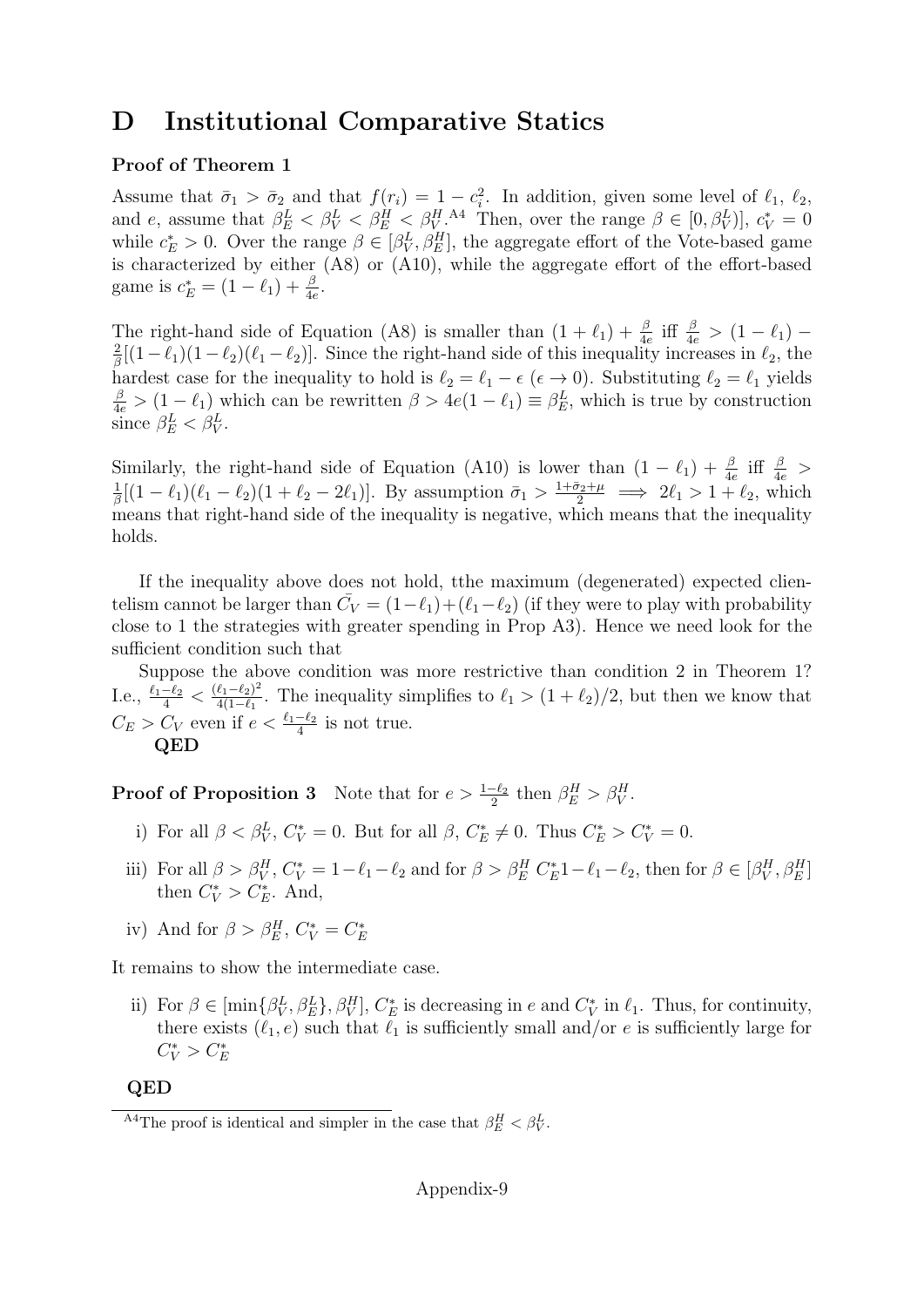# D Institutional Comparative Statics

**Proof of Theorem 1**

Assume that $\bar{\sigma}_1 > \bar{\sigma}_2$ and that $f(r_i) = 1 - c_i^2$. In addition, given some level of $\ell_1$, $\ell_2$, and $e$, assume that $\beta_E^L < \beta_V^L < \beta_E^H < \beta_V^H$.[A4] Then, over the range $\beta \in [0, \beta_V^L)]$, $c_V^* = 0$ while $c_E^* > 0$. Over the range $\beta \in [\beta_V^L, \beta_E^H]$, the aggregate effort of the Vote-based game is characterized by either (A8) or (A10), while the aggregate effort of the effort-based game is $c_E^* = (1 - \ell_1) + \frac{\beta}{4e}$.

The right-hand side of Equation (A8) is smaller than $(1 + \ell_1) + \frac{\beta}{4e}$ iff $\frac{\beta}{4e} > (1 - \ell_1) - \frac{2}{\beta}[(1-\ell_1)(1-\ell_2)(\ell_1 - \ell_2)]$. Since the right-hand side of this inequality increases in $\ell_2$, the hardest case for the inequality to hold is $\ell_2 = \ell_1 - \epsilon$ ($\epsilon \to 0$). Substituting $\ell_2 = \ell_1$ yields $\frac{\beta}{4e} > (1 - \ell_1)$ which can be rewritten $\beta > 4e(1 - \ell_1) \equiv \beta_E^L$, which is true by construction since $\beta_E^L < \beta_V^L$.

Similarly, the right-hand side of Equation (A10) is lower than $(1 - \ell_1) + \frac{\beta}{4e}$ iff $\frac{\beta}{4e} > \frac{1}{\beta}[(1-\ell_1)(\ell_1 - \ell_2)(1 + \ell_2 - 2\ell_1)]$. By assumption $\bar{\sigma}_1 > \frac{1+\bar{\sigma}_2+\mu}{2} \implies 2\ell_1 > 1 + \ell_2$, which means that right-hand side of the inequality is negative, which means that the inequality holds.

If the inequality above does not hold, tthe maximum (degenerated) expected clientelism cannot be larger than $\bar{C_V} = (1-\ell_1)+(\ell_1-\ell_2)$ (if they were to play with probability close to 1 the strategies with greater spending in Prop A3). Hence we need look for the sufficient condition such that

Suppose the above condition was more restrictive than condition 2 in Theorem 1? I.e., $\frac{\ell_1 - \ell_2}{4} < \frac{(\ell_1-\ell_2)^2}{4(1-\ell_1)}$. The inequality simplifies to $\ell_1 > (1 + \ell_2)/2$, but then we know that $C_E > C_V$ even if $e < \frac{\ell_1 - \ell_2}{4}$ is not true.

**QED**

**Proof of Proposition 3** Note that for $e > \frac{1-\ell_2}{2}$ then $\beta_E^H > \beta_V^H$.

i) For all $\beta < \beta_V^L$, $C_V^* = 0$. But for all $\beta$, $C_E^* \neq 0$. Thus $C_E^* > C_V^* = 0$.

iii) For all $\beta > \beta_V^H$, $C_V^* = 1 - \ell_1 - \ell_2$ and for $\beta > \beta_E^H$ $C_E^* 1 - \ell_1 - \ell_2$, then for $\beta \in [\beta_V^H, \beta_E^H]$ then $C_V^* > C_E^*$. And,

iv) And for $\beta > \beta_E^H$, $C_V^* = C_E^*$

It remains to show the intermediate case.

ii) For $\beta \in [\min\{\beta_V^L, \beta_E^L\}, \beta_V^H]$, $C_E^*$ is decreasing in $e$ and $C_V^*$ in $\ell_1$. Thus, for continuity, there exists $(\ell_1, e)$ such that $\ell_1$ is sufficiently small and/or $e$ is sufficiently large for $C_V^* > C_E^*$

**QED**

[A4] The proof is identical and simpler in the case that $\beta_E^H < \beta_V^L$.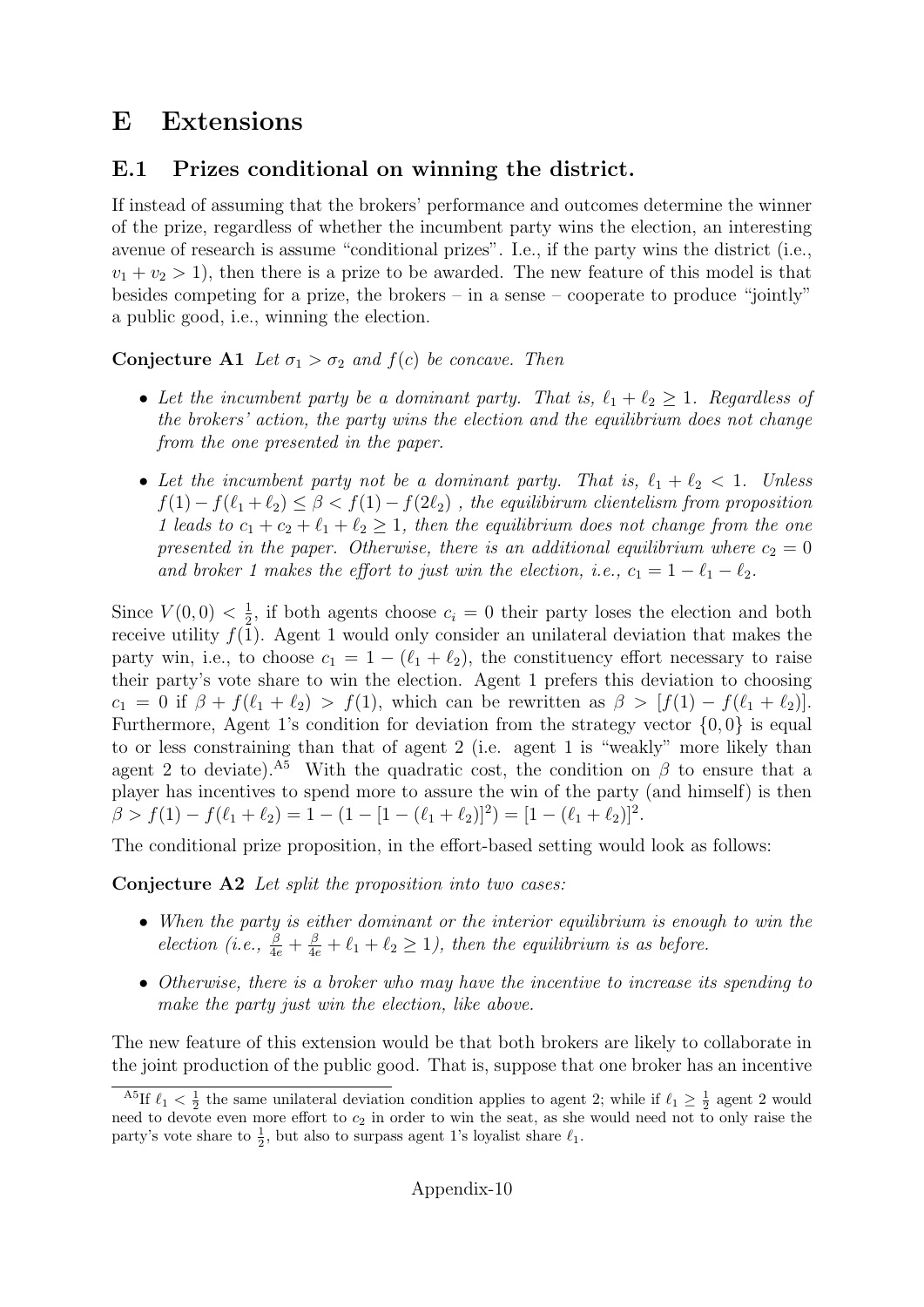# E Extensions

## E.1 Prizes conditional on winning the district.

If instead of assuming that the brokers' performance and outcomes determine the winner of the prize, regardless of whether the incumbent party wins the election, an interesting avenue of research is assume "conditional prizes". I.e., if the party wins the district (i.e., $v_1 + v_2 > 1$), then there is a prize to be awarded. The new feature of this model is that besides competing for a prize, the brokers – in a sense – cooperate to produce "jointly" a public good, i.e., winning the election.

**Conjecture A1** *Let $\sigma_1 > \sigma_2$ and $f(c)$ be concave. Then*

- *Let the incumbent party be a dominant party. That is, $\ell_1 + \ell_2 \geq 1$. Regardless of the brokers' action, the party wins the election and the equilibrium does not change from the one presented in the paper.*
- *Let the incumbent party not be a dominant party. That is, $\ell_1 + \ell_2 < 1$. Unless $f(1) - f(\ell_1 + \ell_2) \leq \beta < f(1) - f(2\ell_2)$ , the equilibirum clientelism from proposition 1 leads to $c_1 + c_2 + \ell_1 + \ell_2 \geq 1$, then the equilibrium does not change from the one presented in the paper. Otherwise, there is an additional equilibrium where $c_2 = 0$ and broker 1 makes the effort to just win the election, i.e., $c_1 = 1 - \ell_1 - \ell_2$.*

Since $V(0,0) < \frac{1}{2}$, if both agents choose $c_i = 0$ their party loses the election and both receive utility $f(1)$. Agent 1 would only consider an unilateral deviation that makes the party win, i.e., to choose $c_1 = 1 - (\ell_1 + \ell_2)$, the constituency effort necessary to raise their party's vote share to win the election. Agent 1 prefers this deviation to choosing $c_1 = 0$ if $\beta + f(\ell_1 + \ell_2) > f(1)$, which can be rewritten as $\beta > [f(1) - f(\ell_1 + \ell_2)]$. Furthermore, Agent 1's condition for deviation from the strategy vector $\{0, 0\}$ is equal to or less constraining than that of agent 2 (i.e. agent 1 is "weakly" more likely than agent 2 to deviate).[A5] With the quadratic cost, the condition on $\beta$ to ensure that a player has incentives to spend more to assure the win of the party (and himself) is then $\beta > f(1) - f(\ell_1 + \ell_2) = 1 - (1 - [1 - (\ell_1 + \ell_2)]^2) = [1 - (\ell_1 + \ell_2)]^2$.

The conditional prize proposition, in the effort-based setting would look as follows:

**Conjecture A2** *Let split the proposition into two cases:*

- *When the party is either dominant or the interior equilibrium is enough to win the election (i.e., $\frac{\beta}{4e} + \frac{\beta}{4e} + \ell_1 + \ell_2 \geq 1$), then the equilibrium is as before.*
- *Otherwise, there is a broker who may have the incentive to increase its spending to make the party just win the election, like above.*

The new feature of this extension would be that both brokers are likely to collaborate in the joint production of the public good. That is, suppose that one broker has an incentive

[A5] If $\ell_1 < \frac{1}{2}$ the same unilateral deviation condition applies to agent 2; while if $\ell_1 \geq \frac{1}{2}$ agent 2 would need to devote even more effort to $c_2$ in order to win the seat, as she would need not to only raise the party's vote share to $\frac{1}{2}$, but also to surpass agent 1's loyalist share $\ell_1$.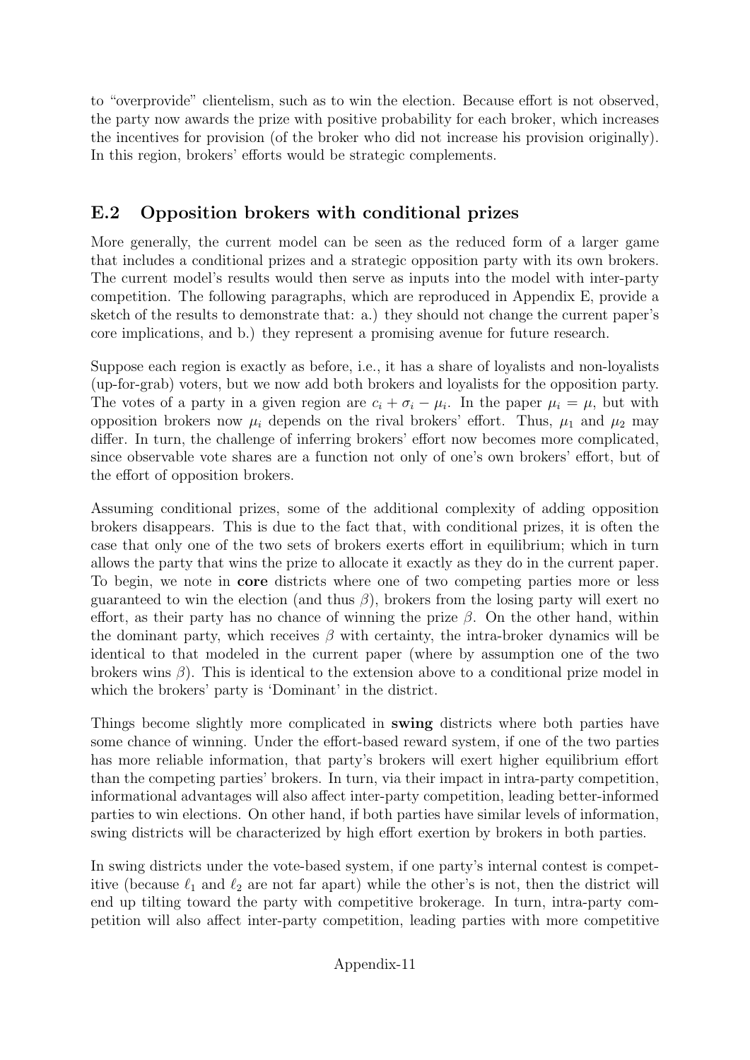to "overprovide" clientelism, such as to win the election. Because effort is not observed, the party now awards the prize with positive probability for each broker, which increases the incentives for provision (of the broker who did not increase his provision originally). In this region, brokers' efforts would be strategic complements.

## E.2 Opposition brokers with conditional prizes

More generally, the current model can be seen as the reduced form of a larger game that includes a conditional prizes and a strategic opposition party with its own brokers. The current model's results would then serve as inputs into the model with inter-party competition. The following paragraphs, which are reproduced in Appendix E, provide a sketch of the results to demonstrate that: a.) they should not change the current paper's core implications, and b.) they represent a promising avenue for future research.

Suppose each region is exactly as before, i.e., it has a share of loyalists and non-loyalists (up-for-grab) voters, but we now add both brokers and loyalists for the opposition party. The votes of a party in a given region are $c_i + \sigma_i - \mu_i$. In the paper $\mu_i = \mu$, but with opposition brokers now $\mu_i$ depends on the rival brokers' effort. Thus, $\mu_1$ and $\mu_2$ may differ. In turn, the challenge of inferring brokers' effort now becomes more complicated, since observable vote shares are a function not only of one's own brokers' effort, but of the effort of opposition brokers.

Assuming conditional prizes, some of the additional complexity of adding opposition brokers disappears. This is due to the fact that, with conditional prizes, it is often the case that only one of the two sets of brokers exerts effort in equilibrium; which in turn allows the party that wins the prize to allocate it exactly as they do in the current paper. To begin, we note in **core** districts where one of two competing parties more or less guaranteed to win the election (and thus $\beta$), brokers from the losing party will exert no effort, as their party has no chance of winning the prize $\beta$. On the other hand, within the dominant party, which receives $\beta$ with certainty, the intra-broker dynamics will be identical to that modeled in the current paper (where by assumption one of the two brokers wins $\beta$). This is identical to the extension above to a conditional prize model in which the brokers' party is 'Dominant' in the district.

Things become slightly more complicated in **swing** districts where both parties have some chance of winning. Under the effort-based reward system, if one of the two parties has more reliable information, that party's brokers will exert higher equilibrium effort than the competing parties' brokers. In turn, via their impact in intra-party competition, informational advantages will also affect inter-party competition, leading better-informed parties to win elections. On other hand, if both parties have similar levels of information, swing districts will be characterized by high effort exertion by brokers in both parties.

In swing districts under the vote-based system, if one party's internal contest is competitive (because $\ell_1$ and $\ell_2$ are not far apart) while the other's is not, then the district will end up tilting toward the party with competitive brokerage. In turn, intra-party competition will also affect inter-party competition, leading parties with more competitive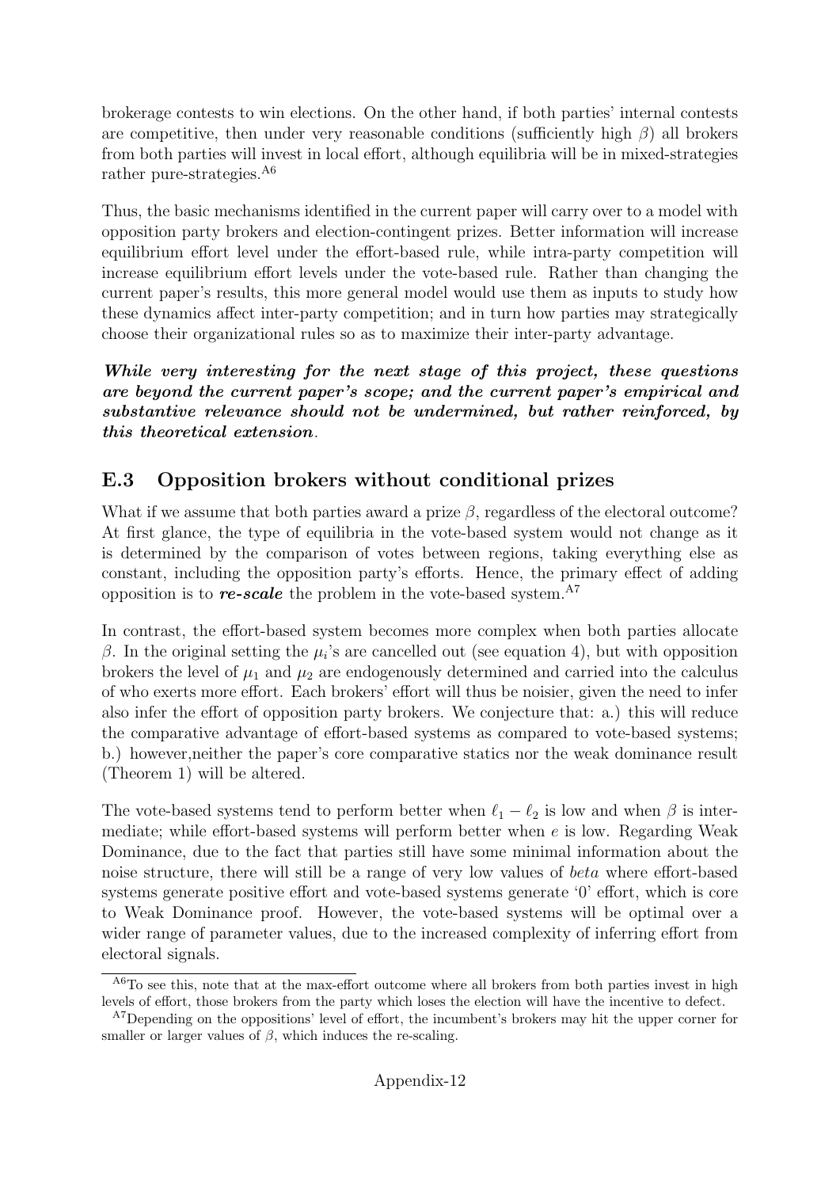brokerage contests to win elections. On the other hand, if both parties' internal contests are competitive, then under very reasonable conditions (sufficiently high $\beta$) all brokers from both parties will invest in local effort, although equilibria will be in mixed-strategies rather pure-strategies.[A6]

Thus, the basic mechanisms identified in the current paper will carry over to a model with opposition party brokers and election-contingent prizes. Better information will increase equilibrium effort level under the effort-based rule, while intra-party competition will increase equilibrium effort levels under the vote-based rule. Rather than changing the current paper's results, this more general model would use them as inputs to study how these dynamics affect inter-party competition; and in turn how parties may strategically choose their organizational rules so as to maximize their inter-party advantage.

***While very interesting for the next stage of this project, these questions are beyond the current paper's scope; and the current paper's empirical and substantive relevance should not be undermined, but rather reinforced, by this theoretical extension***.

## E.3 Opposition brokers without conditional prizes

What if we assume that both parties award a prize $\beta$, regardless of the electoral outcome? At first glance, the type of equilibria in the vote-based system would not change as it is determined by the comparison of votes between regions, taking everything else as constant, including the opposition party's efforts. Hence, the primary effect of adding opposition is to ***re-scale*** the problem in the vote-based system.[A7]

In contrast, the effort-based system becomes more complex when both parties allocate $\beta$. In the original setting the $\mu_i$'s are cancelled out (see equation 4), but with opposition brokers the level of $\mu_1$ and $\mu_2$ are endogenously determined and carried into the calculus of who exerts more effort. Each brokers' effort will thus be noisier, given the need to infer also infer the effort of opposition party brokers. We conjecture that: a.) this will reduce the comparative advantage of effort-based systems as compared to vote-based systems; b.) however,neither the paper's core comparative statics nor the weak dominance result (Theorem 1) will be altered.

The vote-based systems tend to perform better when $\ell_1 - \ell_2$ is low and when $\beta$ is intermediate; while effort-based systems will perform better when $e$ is low. Regarding Weak Dominance, due to the fact that parties still have some minimal information about the noise structure, there will still be a range of very low values of *beta* where effort-based systems generate positive effort and vote-based systems generate '0' effort, which is core to Weak Dominance proof. However, the vote-based systems will be optimal over a wider range of parameter values, due to the increased complexity of inferring effort from electoral signals.

[A6]To see this, note that at the max-effort outcome where all brokers from both parties invest in high levels of effort, those brokers from the party which loses the election will have the incentive to defect.

[A7]Depending on the oppositions' level of effort, the incumbent's brokers may hit the upper corner for smaller or larger values of $\beta$, which induces the re-scaling.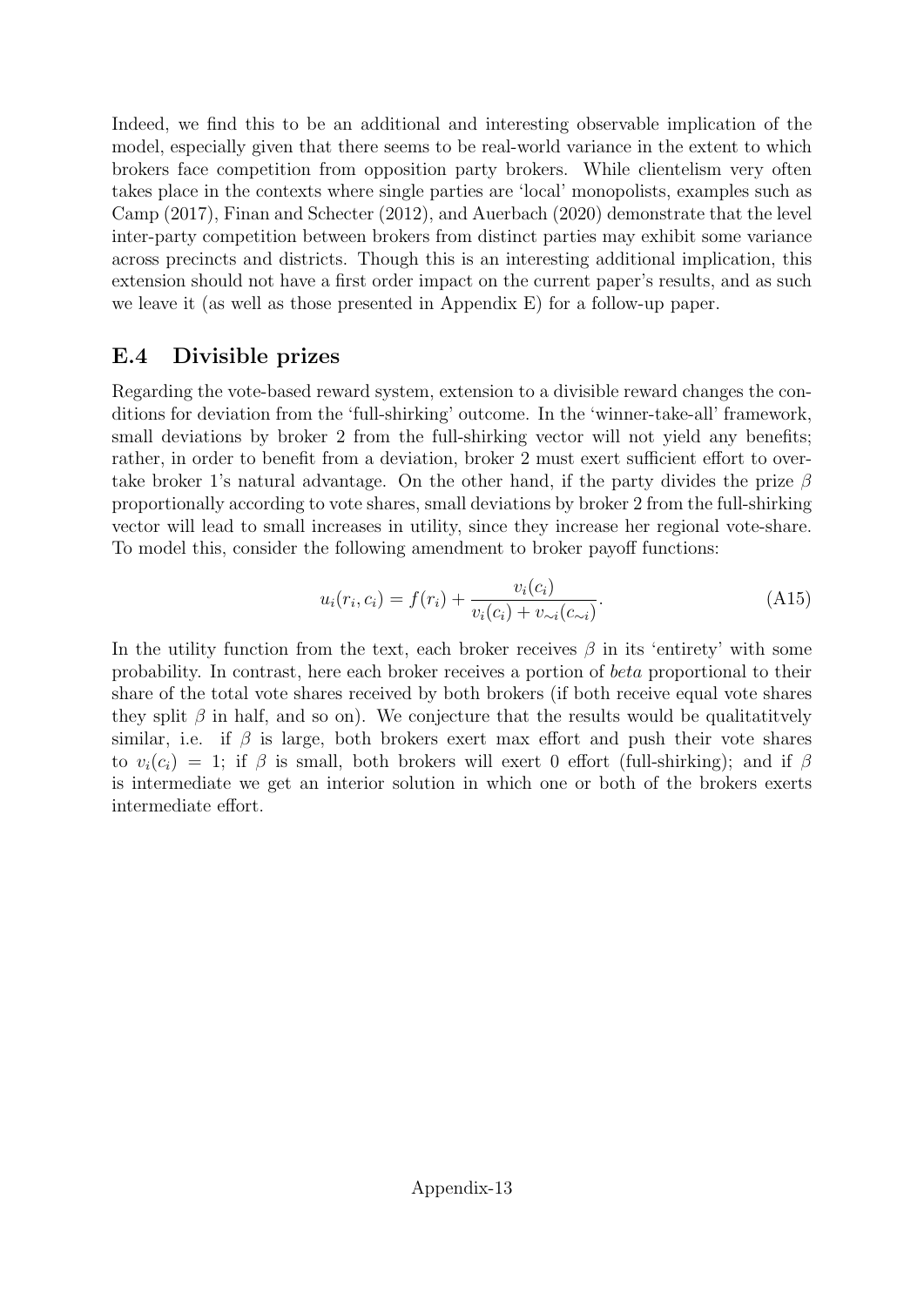Indeed, we find this to be an additional and interesting observable implication of the model, especially given that there seems to be real-world variance in the extent to which brokers face competition from opposition party brokers. While clientelism very often takes place in the contexts where single parties are 'local' monopolists, examples such as Camp (2017), Finan and Schecter (2012), and Auerbach (2020) demonstrate that the level inter-party competition between brokers from distinct parties may exhibit some variance across precincts and districts. Though this is an interesting additional implication, this extension should not have a first order impact on the current paper's results, and as such we leave it (as well as those presented in Appendix E) for a follow-up paper.

## E.4 Divisible prizes

Regarding the vote-based reward system, extension to a divisible reward changes the conditions for deviation from the 'full-shirking' outcome. In the 'winner-take-all' framework, small deviations by broker 2 from the full-shirking vector will not yield any benefits; rather, in order to benefit from a deviation, broker 2 must exert sufficient effort to overtake broker 1's natural advantage. On the other hand, if the party divides the prize $\beta$ proportionally according to vote shares, small deviations by broker 2 from the full-shirking vector will lead to small increases in utility, since they increase her regional vote-share. To model this, consider the following amendment to broker payoff functions:

$$u_i(r_i, c_i) = f(r_i) + \frac{v_i(c_i)}{v_i(c_i) + v_{\sim i}(c_{\sim i})}. \tag{A15}$$

In the utility function from the text, each broker receives $\beta$ in its 'entirety' with some probability. In contrast, here each broker receives a portion of *beta* proportional to their share of the total vote shares received by both brokers (if both receive equal vote shares they split $\beta$ in half, and so on). We conjecture that the results would be qualitatitvely similar, i.e. if $\beta$ is large, both brokers exert max effort and push their vote shares to $v_i(c_i) = 1$; if $\beta$ is small, both brokers will exert 0 effort (full-shirking); and if $\beta$ is intermediate we get an interior solution in which one or both of the brokers exerts intermediate effort.